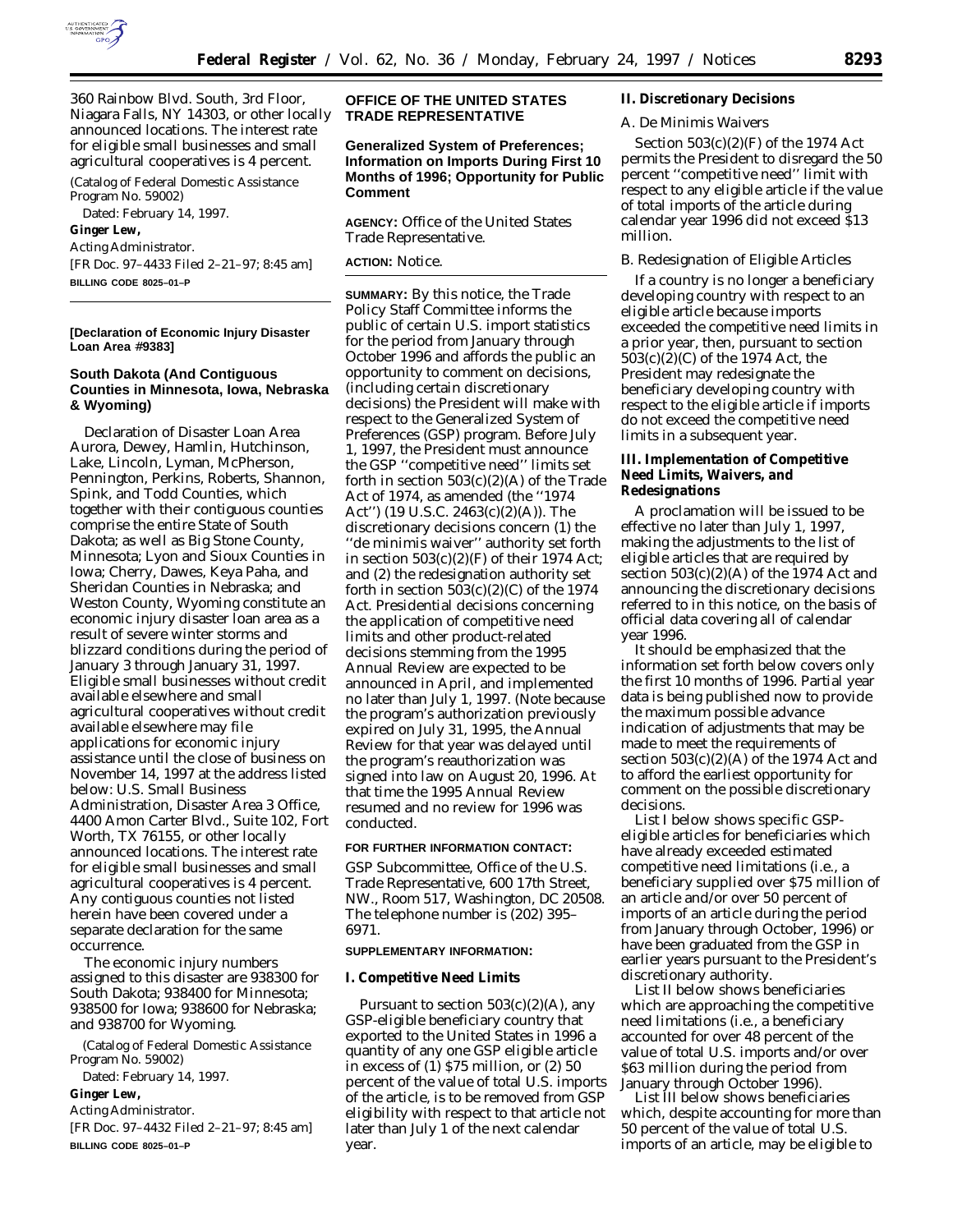360 Rainbow Blvd. South, 3rd Floor, Niagara Falls, NY 14303, or other locally announced locations. The interest rate for eligible small businesses and small agricultural cooperatives is 4 percent.

(Catalog of Federal Domestic Assistance Program No. 59002)

Dated: February 14, 1997.

**Ginger Lew,**

*Acting Administrator.*

[FR Doc. 97–4433 Filed 2–21–97; 8:45 am]

**BILLING CODE 8025–01–P**

**[Declaration of Economic Injury Disaster Loan Area #9383]**

## South Dakota (And Contiguous Counties in Minnesota, Iowa, Nebraska & Wyoming)

Declaration of Disaster Loan Area Aurora, Dewey, Hamlin, Hutchinson, Lake, Lincoln, Lyman, McPherson, Pennington, Perkins, Roberts, Shannon, Spink, and Todd Counties, which together with their contiguous counties comprise the entire State of South Dakota; as well as Big Stone County, Minnesota; Lyon and Sioux Counties in Iowa; Cherry, Dawes, Keya Paha, and Sheridan Counties in Nebraska; and Weston County, Wyoming constitute an economic injury disaster loan area as a result of severe winter storms and blizzard conditions during the period of January 3 through January 31, 1997. Eligible small businesses without credit available elsewhere and small agricultural cooperatives without credit available elsewhere may file applications for economic injury assistance until the close of business on November 14, 1997 at the address listed below: U.S. Small Business Administration, Disaster Area 3 Office, 4400 Amon Carter Blvd., Suite 102, Fort Worth, TX 76155, or other locally announced locations. The interest rate for eligible small businesses and small agricultural cooperatives is 4 percent. Any contiguous counties not listed herein have been covered under a separate declaration for the same occurrence.

The economic injury numbers assigned to this disaster are 938300 for South Dakota; 938400 for Minnesota; 938500 for Iowa; 938600 for Nebraska; and 938700 for Wyoming.

(Catalog of Federal Domestic Assistance Program No. 59002)

Dated: February 14, 1997.

**Ginger Lew,**

*Acting Administrator.*

[FR Doc. 97–4432 Filed 2–21–97; 8:45 am]

**BILLING CODE 8025–01–P**

## OFFICE OF THE UNITED STATES TRADE REPRESENTATIVE

## Generalized System of Preferences; Information on Imports During First 10 Months of 1996; Opportunity for Public Comment

**AGENCY:** Office of the United States Trade Representative.

**ACTION:** Notice.

**SUMMARY:** By this notice, the Trade Policy Staff Committee informs the public of certain U.S. import statistics for the period from January through October 1996 and affords the public an opportunity to comment on decisions, (including certain discretionary decisions) the President will make with respect to the Generalized System of Preferences (GSP) program. Before July 1, 1997, the President must announce the GSP ''competitive need'' limits set forth in section 503(c)(2)(A) of the Trade Act of 1974, as amended (the ''1974 Act'') (19 U.S.C. 2463(c)(2)(A)). The discretionary decisions concern (1) the ''de minimis waiver'' authority set forth in section 503(c)(2)(F) of their 1974 Act; and (2) the redesignation authority set forth in section 503(c)(2)(C) of the 1974 Act. Presidential decisions concerning the application of competitive need limits and other product-related decisions stemming from the 1995 Annual Review are expected to be announced in April, and implemented no later than July 1, 1997. (Note because the program's authorization previously expired on July 31, 1995, the Annual Review for that year was delayed until the program's reauthorization was signed into law on August 20, 1996. At that time the 1995 Annual Review resumed and no review for 1996 was conducted.

**FOR FURTHER INFORMATION CONTACT:** GSP Subcommittee, Office of the U.S. Trade Representative, 600 17th Street, NW., Room 517, Washington, DC 20508. The telephone number is (202) 395–6971.

**SUPPLEMENTARY INFORMATION:**

### I. Competitive Need Limits

Pursuant to section 503(c)(2)(A), any GSP-eligible beneficiary country that exported to the United States in 1996 a quantity of any one GSP eligible article in excess of (1) $75 million, or (2) 50 percent of the value of total U.S. imports of the article, is to be removed from GSP eligibility with respect to that article not later than July 1 of the next calendar year.

### II. Discretionary Decisions

*A. De Minimis Waivers*

Section 503(c)(2)(F) of the 1974 Act permits the President to disregard the 50 percent ''competitive need'' limit with respect to any eligible article if the value of total imports of the article during calendar year 1996 did not exceed $13 million.

*B. Redesignation of Eligible Articles*

If a country is no longer a beneficiary developing country with respect to an eligible article because imports exceeded the competitive need limits in a prior year, then, pursuant to section 503(c)(2)(C) of the 1974 Act, the President may redesignate the beneficiary developing country with respect to the eligible article if imports do not exceed the competitive need limits in a subsequent year.

### III. Implementation of Competitive Need Limits, Waivers, and Redesignations

A proclamation will be issued to be effective no later than July 1, 1997, making the adjustments to the list of eligible articles that are required by section 503(c)(2)(A) of the 1974 Act and announcing the discretionary decisions referred to in this notice, on the basis of official data covering all of calendar year 1996.

It should be emphasized that the information set forth below covers only the first 10 months of 1996. Partial year data is being published now to provide the maximum possible advance indication of adjustments that may be made to meet the requirements of section 503(c)(2)(A) of the 1974 Act and to afford the earliest opportunity for comment on the possible discretionary decisions.

List I below shows specific GSP-eligible articles for beneficiaries which have already exceeded estimated competitive need limitations (i.e., a beneficiary supplied over $75 million of an article and/or over 50 percent of imports of an article during the period from January through October, 1996) or have been graduated from the GSP in earlier years pursuant to the President's discretionary authority.

List II below shows beneficiaries which are approaching the competitive need limitations (i.e., a beneficiary accounted for over 48 percent of the value of total U.S. imports and/or over $63 million during the period from January through October 1996).

List III below shows beneficiaries which, despite accounting for more than 50 percent of the value of total U.S. imports of an article, may be eligible to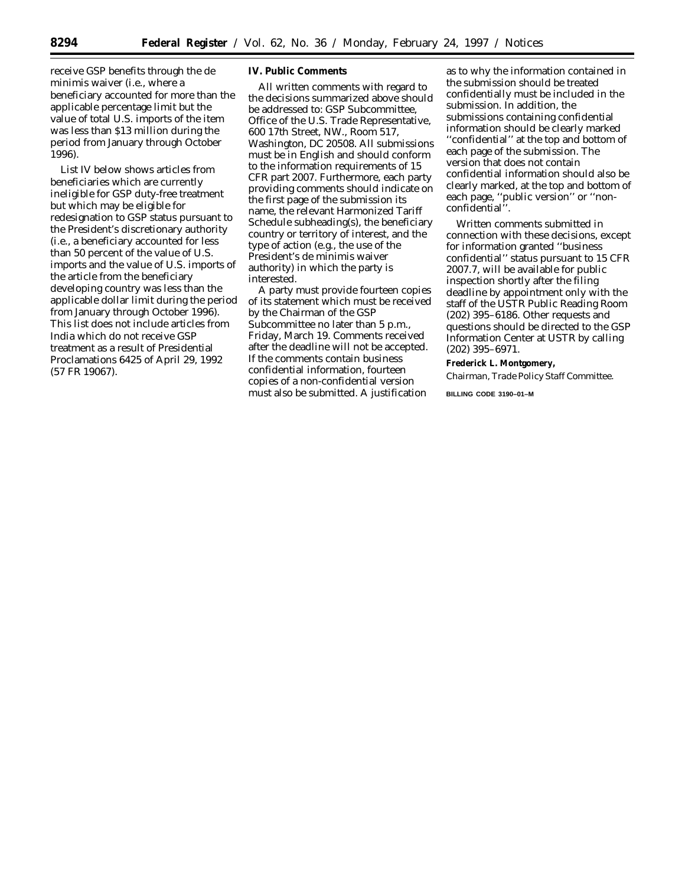receive GSP benefits through the de minimis waiver (i.e., where a beneficiary accounted for more than the applicable percentage limit but the value of total U.S. imports of the item was less than $13 million during the period from January through October 1996).

List IV below shows articles from beneficiaries which are currently ineligible for GSP duty-free treatment but which may be eligible for redesignation to GSP status pursuant to the President's discretionary authority (i.e., a beneficiary accounted for less than 50 percent of the value of U.S. imports and the value of U.S. imports of the article from the beneficiary developing country was less than the applicable dollar limit during the period from January through October 1996). This list does not include articles from India which do not receive GSP treatment as a result of Presidential Proclamations 6425 of April 29, 1992 (57 FR 19067).

**IV. Public Comments**

All written comments with regard to the decisions summarized above should be addressed to: GSP Subcommittee, Office of the U.S. Trade Representative, 600 17th Street, NW., Room 517, Washington, DC 20508. All submissions must be in English and should conform to the information requirements of 15 CFR part 2007. Furthermore, each party providing comments should indicate on the first page of the submission its name, the relevant Harmonized Tariff Schedule subheading(s), the beneficiary country or territory of interest, and the type of action (e.g., the use of the President's de minimis waiver authority) in which the party is interested.

A party must provide fourteen copies of its statement which must be received by the Chairman of the GSP Subcommittee no later than 5 p.m., Friday, March 19. Comments received after the deadline will not be accepted. If the comments contain business confidential information, fourteen copies of a non-confidential version must also be submitted. A justification as to why the information contained in the submission should be treated confidentially must be included in the submission. In addition, the submissions containing confidential information should be clearly marked ''confidential'' at the top and bottom of each page of the submission. The version that does not contain confidential information should also be clearly marked, at the top and bottom of each page, ''public version'' or ''non-confidential''.

Written comments submitted in connection with these decisions, except for information granted ''business confidential'' status pursuant to 15 CFR 2007.7, will be available for public inspection shortly after the filing deadline by appointment only with the staff of the USTR Public Reading Room (202) 395–6186. Other requests and questions should be directed to the GSP Information Center at USTR by calling (202) 395–6971.

**Frederick L. Montgomery,**

*Chairman, Trade Policy Staff Committee.*

BILLING CODE 3190–01–M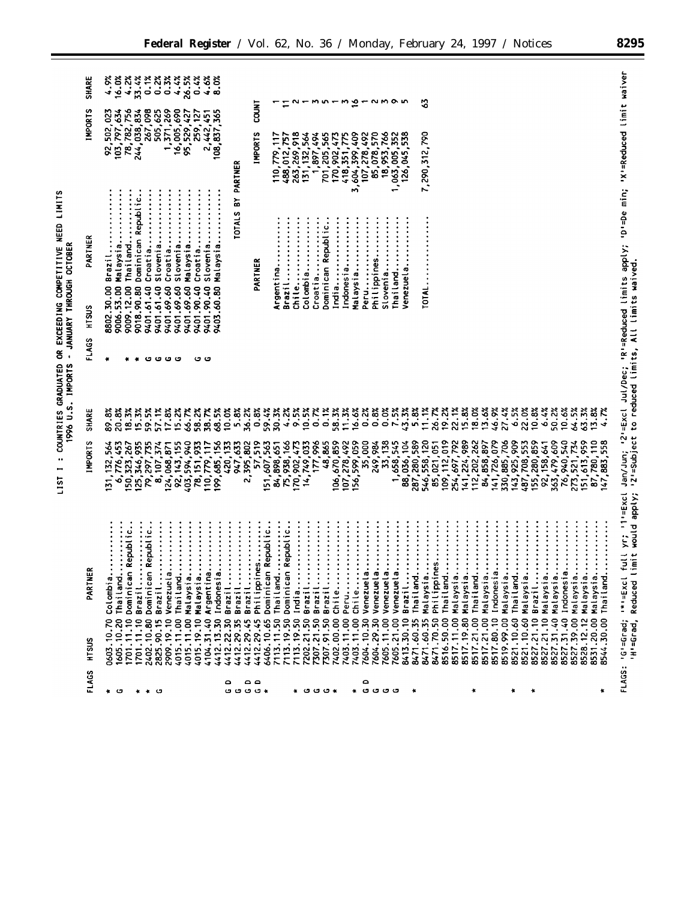## LIST I : COUNTRIES GRADUATED OR EXCEEDING COMPETITIVE NEED LIMITS

### 1996 U.S. IMPORTS - JANUARY THROUGH OCTOBER

| FLAGS | HTSUS | PARTNER | IMPORTS | SHARE |
|---|---|---|---|---|
| * | 0603.10.70 | Colombia | 131,132,564 | 89.8% |
| G | 1605.10.20 | Thailand | 6,776,453 | 20.8% |
| * | 1701.11.10 | Dominican Republic | 150,323,267 | 18.3% |
| * | 1701.11.10 | Brazil | 125,346,935 | 15.3% |
| * | 2402.10.80 | Dominican Republic | 79,297,735 | 59.5% |
| G | 2825.90.15 | Brazil | 8,107,374 | 57.1% |
| | 2909.19.10 | Venezuela | 124,068,871 | 17.8% |
| | 4015.11.00 | Thailand | 92,143,155 | 15.2% |
| | 4015.11.00 | Malaysia | 403,594,940 | 66.7% |
| | 4015.19.10 | Malaysia | 78,151,933 | 58.2% |
| | 4104.31.40 | Argentina | 110,779,117 | 38.7% |
| | 4412.13.30 | Indonesia | 199,685,156 | 68.5% |
| G D | 4412.22.30 | Brazil | 420,133 | 10.0% |
| G | 4412.29.35 | Brazil | 947,633 | 5.8% |
| G D | 4412.29.45 | Brazil | 2,395,802 | 36.2% |
| G D | 4412.29.45 | Philippines | 57,519 | 0.8% |
| * | 6406.10.65 | Dominican Republic | 151,607,563 | 59.4% |
| | 7113.11.50 | Thailand | 84,898,651 | 30.3% |
| | 7113.19.50 | Dominican Republic | 75,938,166 | 4.2% |
| * | 7113.19.50 | India | 170,902,473 | 9.5% |
| G | 7202.21.50 | Brazil | 14,749,033 | 10.5% |
| G | 7307.21.50 | Brazil | 177,996 | 0.7% |
| G | 7307.91.50 | Brazil | 48,865 | 0.1% |
| * | 7402.00.00 | Chile | 106,670,859 | 58.3% |
| | 7403.11.00 | Peru | 107,278,492 | 11.3% |
| * | 7403.11.00 | Chile | 156,599,059 | 16.6% |
| G D | 7604.10.30 | Venezuela | 35,000 | 0.2% |
| G | 7604.29.30 | Venezuela | 249,984 | 0.8% |
| G | 7605.11.00 | Venezuela | 33,138 | 0.0% |
| G | 7605.21.00 | Venezuela | 1,658,545 | 7.5% |
| | 8413.30.10 | Brazil | 88,036,104 | 43.3% |
| * | 8471.60.35 | Thailand | 287,280,589 | 5.8% |
| | 8471.60.35 | Malaysia | 546,558,120 | 11.1% |
| | 8471.70.50 | Philippines | 85,021,051 | 26.7% |
| | 8516.50.00 | Thailand | 109,112,019 | 19.2% |
| | 8517.11.00 | Malaysia | 254,697,792 | 22.1% |
| | 8517.19.80 | Malaysia | 141,224,989 | 15.8% |
| * | 8517.21.00 | Thailand | 112,202,262 | 18.0% |
| | 8517.21.00 | Malaysia | 84,858,897 | 13.6% |
| | 8517.80.10 | Indonesia | 141,726,079 | 46.9% |
| | 8519.99.00 | Malaysia | 330,885,706 | 27.4% |
| * | 8521.10.60 | Thailand | 143,925,909 | 6.5% |
| | 8521.10.60 | Malaysia | 487,708,553 | 22.0% |
| * | 8527.21.10 | Brazil | 155,280,859 | 10.8% |
| | 8527.21.10 | Malaysia | 92,158,641 | 6.4% |
| | 8527.31.40 | Malaysia | 363,479,609 | 50.2% |
| | 8527.31.40 | Indonesia | 76,940,540 | 10.6% |
| | 8527.39.00 | Malaysia | 273,521,734 | 64.5% |
| | 8528.12.12 | Malaysia | 151,613,959 | 63.3% |
| | 8531.20.00 | Malaysia | 87,780,110 | 13.8% |
| * | 8544.30.00 | Thailand | 147,883,558 | 4.7% |
| * | 8802.30.00 | Brazil | 92,502,023 | 4.9% |
| | 9006.53.00 | Malaysia | 103,797,634 | 16.0% |
| * | 9009.12.00 | Thailand | 78,782,756 | 4.2% |
| * | 9018.90.80 | Dominican Republic | 244,038,834 | 33.4% |
| G | 9401.61.40 | Croatia | 267,098 | 0.1% |
| G | 9401.61.40 | Slovenia | 505,625 | 0.2% |
| G | 9401.69.60 | Croatia | 1,371,269 | 0.3% |
| G | 9401.69.60 | Slovenia | 16,005,690 | 4.4% |
| | 9401.69.60 | Malaysia | 95,529,427 | 26.5% |
| G | 9401.90.40 | Croatia | 259,127 | 0.4% |
| G | 9401.90.40 | Slovenia | 2,442,451 | 4.6% |
| | 9403.60.80 | Malaysia | 108,837,365 | 8.0% |

### TOTALS BY PARTNER

| PARTNER | IMPORTS | COUNT |
|---|---|---|
| Argentina | 110,779,117 | 1 |
| Brazil | 488,012,757 | 11 |
| Chile | 263,269,918 | 2 |
| Colombia | 131,132,564 | 1 |
| Croatia | 1,897,494 | 3 |
| Dominican Republic | 701,205,565 | 5 |
| India | 170,902,473 | 1 |
| Indonesia | 418,351,775 | 3 |
| Malaysia | 3,604,399,409 | 16 |
| Peru | 107,278,492 | 1 |
| Philippines | 85,078,570 | 2 |
| Slovenia | 18,953,766 | 3 |
| Thailand | 1,063,005,352 | 9 |
| Venezuela | 126,045,538 | 5 |
| TOTAL | 7,290,312,790 | 63 |

FLAGS: 'G'=Grad; '*'=Excl full yr; '1'=Excl Jan/Jun; '2'=Excl Jul/Dec; 'R'=Reduced limits apply; 'D'=De min; 'X'=Reduced limit waiver
'H'=Grad, Reduced limit would apply; 'Z'=Subject to reduced limits, All limits waived.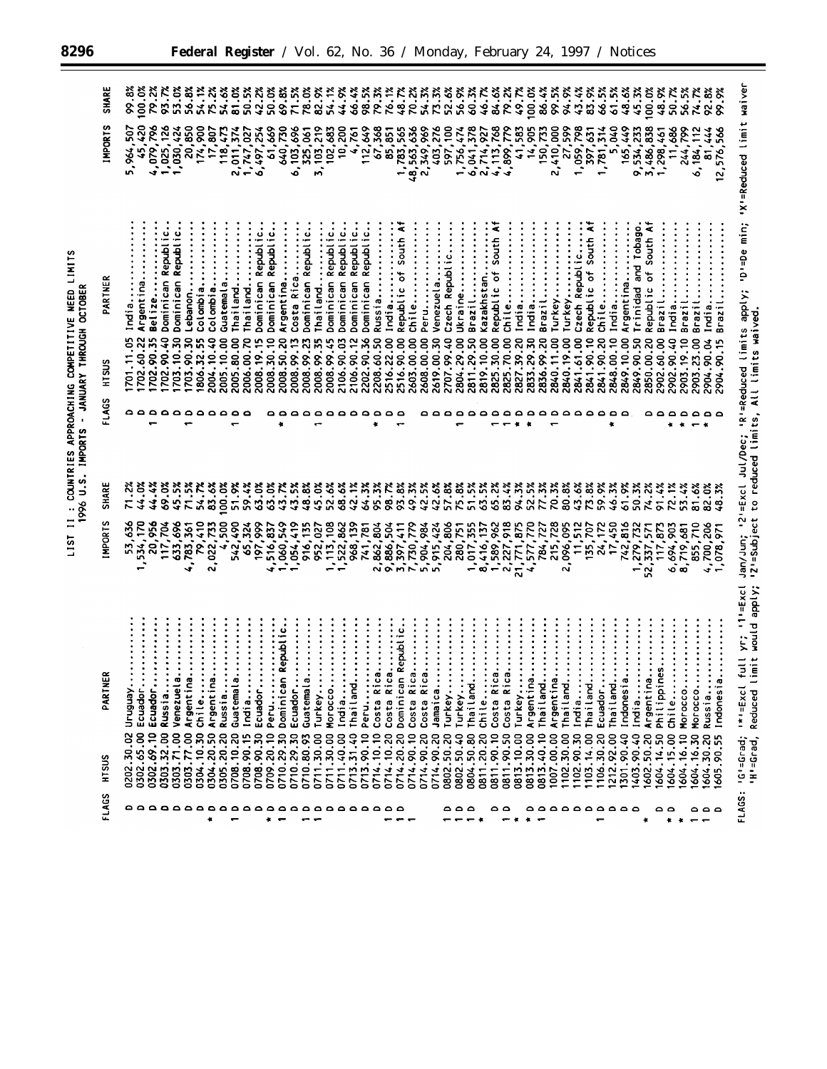# LIST II: COUNTRIES APPROACHING COMPETITIVE NEED LIMITS
## 1996 U.S. IMPORTS - JANUARY THROUGH OCTOBER

| FLAGS | HTSUS | PARTNER | IMPORTS | SHARE | FLAGS | HTSUS | PARTNER | IMPORTS | SHARE |
|---|---|---|---|---|---|---|---|---|---|
| D | 0202.30.02 | Uruguay | 53,636 | 71.2% | D | 1701.11.05 | India | 5,964,507 | 99.8% |
| D | 0302.65.00 | Ecuador | 1,534,170 | 44.0% | D | 1702.60.22 | Argentina | 45,420 | 100.0% |
| D | 0302.69.10 | Ecuador | 20,956 | 44.4% | 1 D | 1702.90.35 | Belize | 4,079,796 | 79.2% |
| D | 0303.32.00 | Russia | 117,704 | 69.0% | D | 1702.90.40 | Dominican Republic | 1,025,126 | 93.7% |
| D | 0303.71.00 | Venezuela | 633,696 | 45.5% | D | 1703.10.30 | Dominican Republic | 1,030,424 | 53.0% |
| D | 0303.77.00 | Argentina | 4,783,361 | 71.5% | 1 D | 1703.90.30 | Lebanon | 20,850 | 56.8% |
| * D | 0304.10.30 | Chile | 79,410 | 54.7% | D | 1806.32.55 | Colombia | 174,900 | 54.1% |
| D | 0304.20.50 | Argentina | 2,022,733 | 83.6% | D | 2004.10.40 | Colombia | 17,807 | 75.2% |
| D | 0305.20.20 | Russia | 4,500 | 100.0% | D | 2005.10.00 | Guatemala | 118,473 | 54.6% |
| 1 D | 0708.10.20 | Guatemala | 542,490 | 51.9% | 1 D | 2005.80.00 | Thailand | 2,011,374 | 81.0% |
| D | 0708.90.15 | India | 65,324 | 59.4% | D | 2006.00.70 | Thailand | 1,747,027 | 50.5% |
| D | 0708.90.30 | Ecuador | 197,999 | 63.0% | D | 2008.19.15 | Dominican Republic | 6,497,254 | 42.2% |
| * D | 0709.20.10 | Peru | 4,516,837 | 63.0% | D | 2008.30.10 | Dominican Republic | 61,669 | 50.0% |
| 1 D | 0710.29.30 | Dominican Republic | 1,060,549 | 43.7% | * D | 2008.50.20 | Argentina | 640,730 | 69.8% |
| D | 0710.29.30 | Ecuador | 1,054,419 | 43.5% | D | 2008.99.13 | Costa Rica | 6,103,696 | 71.5% |
| 1 D | 0710.80.93 | Guatemala | 916,135 | 48.8% | D | 2008.99.23 | Dominican Republic | 325,061 | 78.0% |
| 1 D | 0711.30.00 | Turkey | 952,027 | 45.0% | 1 D | 2008.99.35 | Thailand | 3,103,219 | 82.9% |
| D | 0711.30.00 | Morocco | 1,113,108 | 52.6% | D | 2008.99.45 | Dominican Republic | 102,683 | 54.1% |
| D | 0711.40.00 | India | 1,522,862 | 68.6% | D | 2106.90.03 | Dominican Republic | 10,200 | 44.9% |
| D | 0713.31.40 | Thailand | 968,139 | 42.1% | D | 2106.90.12 | Dominican Republic | 4,761 | 66.4% |
| D | 0713.90.10 | Peru | 741,781 | 64.3% | D | 2202.90.36 | Dominican Republic | 112,649 | 98.5% |
| D | 0714.10.10 | Costa Rica | 2,862,804 | 95.3% | * D | 2208.60.50 | Russia | 67,368 | 79.3% |
| 1 D | 0714.10.20 | Costa Rica | 9,886,504 | 98.7% | D | 2516.22.00 | India | 85,851 | 76.1% |
| 1 D | 0714.20.20 | Dominican Republic | 3,397,411 | 93.8% | 1 D | 2516.90.00 | Republic of South Af | 1,783,565 | 48.7% |
| 1 | 0714.90.10 | Costa Rica | 7,730,779 | 49.3% | | 2603.00.00 | Chile | 48,563,636 | 70.2% |
| | 0714.90.20 | Costa Rica | 5,904,984 | 42.5% | D | 2608.00.00 | Peru | 2,349,969 | 54.3% |
| | 0714.90.20 | Jamaica | 5,915,424 | 42.6% | D | 2619.00.30 | Venezuela | 403,276 | 73.3% |
| 1 D | 0802.50.20 | Turkey | 204,806 | 57.8% | D | 2707.99.40 | Czech Republic | 597,100 | 52.6% |
| 1 D | 0802.50.40 | Turkey | 280,751 | 75.8% | 1 D | 2804.29.00 | Ukraine | 1,756,474 | 56.9% |
| 1 D | 0804.50.80 | Thailand | 1,017,355 | 51.5% | D | 2811.29.50 | Brazil | 6,041,378 | 60.3% |
| * | 0811.20.20 | Chile | 8,416,137 | 63.5% | D | 2819.10.00 | Kazakhstan | 2,714,927 | 46.7% |
| D | 0811.90.10 | Costa Rica | 1,589,962 | 65.2% | 1 D | 2825.30.00 | Republic of South Af | 4,113,768 | 84.6% |
| 1 D | 0811.90.50 | Costa Rica | 2,227,918 | 83.4% | 1 D | 2825.70.00 | Chile | 4,899,779 | 79.2% |
| * | 0813.10.00 | Turkey | 21,771,875 | 94.3% | * D | 2827.39.20 | India | 41,583 | 49.7% |
| * D | 0813.30.00 | Argentina | 4,577,770 | 52.5% | D | 2833.29.30 | India | 14,905 | 100.0% |
| 1 D | 0813.40.10 | Thailand | 784,727 | 77.3% | D | 2836.99.20 | Brazil | 150,733 | 86.4% |
| D | 1007.00.00 | Argentina | 215,728 | 70.3% | 1 D | 2840.11.00 | Turkey | 2,410,000 | 99.5% |
| D | 1102.30.00 | Thailand | 2,096,095 | 80.8% | D | 2840.19.00 | Turkey | 27,599 | 94.9% |
| D | 1102.90.30 | India | 11,512 | 43.6% | D | 2841.61.00 | Czech Republic | 1,059,798 | 43.4% |
| D | 1103.14.00 | Thailand | 135,707 | 73.8% | D | 2841.90.10 | Republic of South Af | 397,631 | 83.9% |
| 1 D | 1106.30.20 | Ecuador | 24,172 | 59.9% | D | 2841.90.20 | Chile | 1,781,314 | 66.5% |
| D | 1212.92.00 | Thailand | 17,450 | 46.3% | * D | 2848.00.10 | India | 5,040 | 61.5% |
| D | 1301.90.40 | Indonesia | 742,816 | 61.9% | D | 2849.10.00 | Argentina | 165,449 | 48.6% |
| D | 1403.90.40 | India | 1,279,732 | 50.3% | | 2849.90.50 | Trinidad and Tobago | 9,534,233 | 45.3% |
| * | 1602.50.20 | Argentina | 52,337,571 | 74.2% | D | 2850.00.20 | Republic of South Af | 3,486,838 | 100.0% |
| D | 1604.14.50 | Philippines | 117,873 | 91.4% | D | 2902.60.00 | Brazil | 1,298,461 | 48.9% |
| * D | 1604.15.00 | Chile | 6,694,903 | 72.1% | * D | 2902.90.40 | India | 11,686 | 50.7% |
| * | 1604.16.10 | Morocco | 8,719,681 | 53.4% | * D | 2903.19.10 | Brazil | 244,799 | 56.5% |
| 1 D | 1604.16.30 | Morocco | 855,710 | 81.6% | 1 D | 2903.23.00 | Brazil | 6,184,112 | 74.7% |
| 1 D | 1604.30.20 | Russia | 4,700,206 | 82.0% | * D | 2904.90.04 | India | 81,444 | 92.8% |
| D | 1605.90.55 | Indonesia | 1,078,971 | 48.3% | D | 2904.90.15 | Brazil | 12,576,566 | 99.9% |

FLAGS: 'G'=Grad; '*'=Excl full yr; '1'=Excl Jan/Jun; '2'=Excl Jul/Dec; 'R'=Reduced limits apply; 'D'=De min; 'X'=Reduced limit waiver 'H'=Grad, Reduced limit would apply; 'Z'=Subject to reduced limits, All limits waived.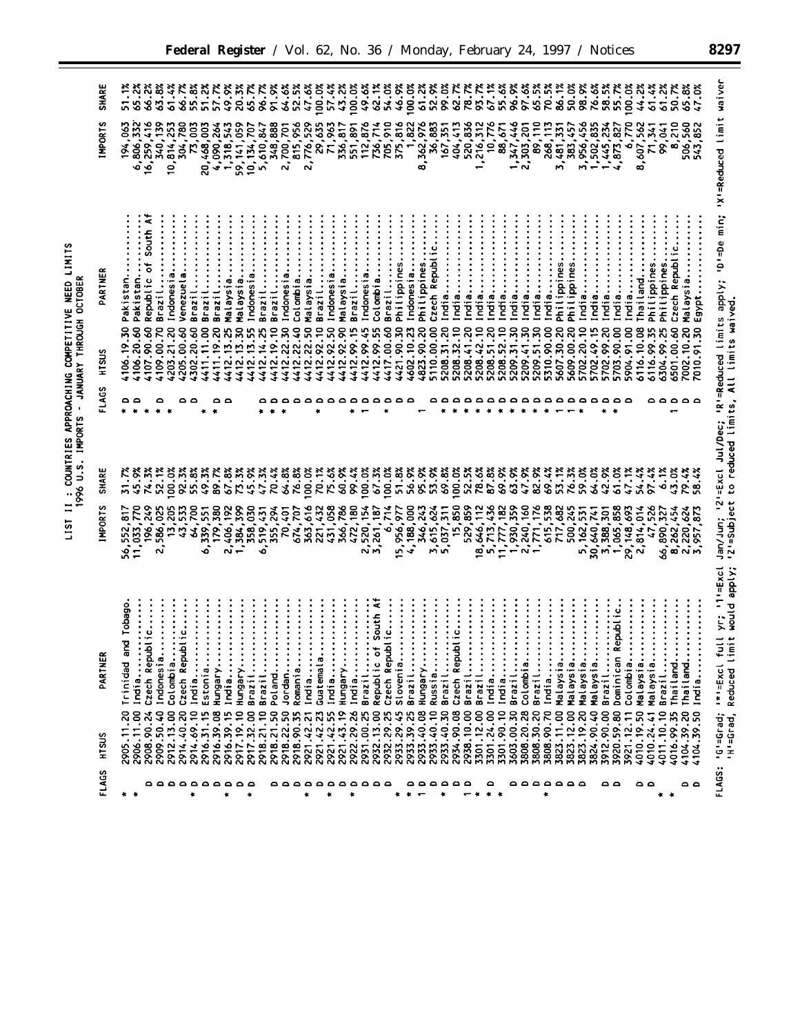LIST II: COUNTRIES APPROACHING COMPETITIVE NEED LIMITS
1996 U.S. IMPORTS - JANUARY THROUGH OCTOBER

| FLAGS | HTSUS | PARTNER | IMPORTS | SHARE |
|---|---|---|---|---|
| * | 2905.11.20 | Trinidad and Tobago | 56,552,817 | 31.7% |
| * | 2906.11.00 | India | 11,033,770 | 45.9% |
| D | 2908.90.24 | Czech Republic | 196,249 | 74.3% |
| D | 2909.50.40 | Indonesia | 2,586,025 | 52.1% |
| D | 2912.13.00 | Colombia | 13,205 | 100.0% |
| * D | 2914.40.20 | Czech Republic | 43,533 | 92.3% |
| D | 2914.69.10 | India | 64,700 | 55.8% |
| D | 2916.31.15 | Estonia | 6,339,551 | 49.3% |
| * D | 2916.39.08 | Hungary | 179,380 | 89.7% |
| D | 2916.39.15 | India | 2,406,192 | 67.8% |
| * D | 2917.19.10 | Hungary | 1,384,399 | 73.3% |
| | 2917.32.00 | Brazil | 358,030 | 45.9% |
| | 2918.21.10 | Brazil | 6,519,431 | 47.3% |
| D | 2918.21.50 | Poland | 355,294 | 70.4% |
| D | 2918.22.50 | Jordan | 70,401 | 64.8% |
| * D | 2918.90.35 | Romania | 674,707 | 76.8% |
| D | 2921.42.21 | India | 363,616 | 100.0% |
| * D | 2921.42.23 | Guatemala | 221,432 | 70.1% |
| D | 2921.42.55 | India | 431,058 | 75.6% |
| * D | 2921.43.19 | Hungary | 366,786 | 60.9% |
| D | 2922.29.26 | India | 472,180 | 99.4% |
| D | 2931.00.25 | Brazil | 2,520,154 | 100.0% |
| D | 2932.13.00 | Republic of South Af | 3,261,187 | 67.3% |
| * | 2932.29.25 | Czech Republic | 6,714 | 100.0% |
| * D | 2933.29.45 | Slovenia | 15,956,977 | 51.8% |
| 1 D | 2933.39.25 | Brazil | 4,188,000 | 56.9% |
| D | 2933.40.08 | Hungary | 346,243 | 95.9% |
| * D | 2933.40.10 | Russia | 3,615,624 | 53.9% |
| D | 2933.40.30 | Brazil | 5,037,311 | 69.8% |
| 1 D | 2934.90.08 | Czech Republic | 15,850 | 100.0% |
| * | 2938.10.00 | Brazil | 529,859 | 52.5% |
| * D | 3301.12.00 | Brazil | 18,646,112 | 78.6% |
| * | 3301.24.00 | India | 5,713,436 | 87.8% |
| | 3301.90.10 | India | 11,777,182 | 69.9% |
| D | 3603.00.30 | Brazil | 1,930,359 | 63.9% |
| D | 3808.20.28 | Colombia | 2,240,160 | 47.9% |
| * D | 3808.30.20 | Brazil | 1,771,176 | 82.9% |
| D | 3808.90.70 | India | 615,538 | 69.4% |
| D | 3823.11.00 | Malaysia | 717,682 | 53.1% |
| D | 3823.12.00 | Malaysia | 500,245 | 76.3% |
| | 3823.19.20 | Malaysia | 5,162,531 | 59.0% |
| | 3824.90.40 | Malaysia | 30,640,741 | 64.0% |
| D | 3912.90.00 | Brazil | 3,388,301 | 42.9% |
| D | 3920.59.80 | Dominican Republic | 1,065,858 | 61.0% |
| | 3921.12.11 | Colombia | 29,148,693 | 47.1% |
| D | 4010.19.50 | Malaysia | 2,814,014 | 54.4% |
| D | 4010.24.41 | Malaysia | 47,526 | 97.4% |
| * | 4011.10.10 | Brazil | 66,890,327 | 6.1% |
| * | 4016.99.35 | Thailand | 8,262,454 | 43.0% |
| D | 4104.39.20 | Thailand | 2,220,624 | 79.4% |
| D | 4104.39.50 | India | 3,957,873 | 58.4% |
| * D | 4106.19.30 | Pakistan | 194,063 | 51.1% |
| * D | 4106.20.60 | Pakistan | 6,806,332 | 65.2% |
| * | 4107.90.60 | Republic of South Af | 16,259,416 | 66.2% |
| * D | 4109.00.70 | Brazil | 340,139 | 63.8% |
| * | 4203.21.20 | Indonesia | 10,814,253 | 61.4% |
| D | 4205.00.60 | Venezuela | 304,780 | 66.7% |
| D | 4302.20.60 | Brazil | 73,003 | 55.8% |
| * | 4411.11.00 | Brazil | 20,468,003 | 51.2% |
| D | 4411.19.20 | Brazil | 4,090,264 | 57.7% |
| * D | 4412.13.25 | Malaysia | 1,318,543 | 49.9% |
| | 4412.13.30 | Malaysia | 59,141,059 | 20.3% |
| | 4412.13.55 | Indonesia | 10,134,707 | 65.7% |
| * D | 4412.14.25 | Brazil | 5,610,847 | 96.7% |
| * D | 4412.19.10 | Brazil | 348,888 | 91.9% |
| D | 4412.22.30 | Indonesia | 2,700,701 | 64.6% |
| D | 4412.22.40 | Colombia | 815,956 | 52.5% |
| * D | 4412.22.50 | Malaysia | 2,776,529 | 47.6% |
| D | 4412.92.10 | Brazil | 29,635 | 100.0% |
| D | 4412.92.50 | Indonesia | 71,963 | 57.4% |
| D | 4412.92.90 | Malaysia | 336,817 | 43.2% |
| * D | 4412.99.15 | Brazil | 551,891 | 100.0% |
| 1 D | 4412.99.45 | Brazil | 112,876 | 49.6% |
| D | 4412.99.55 | Colombia | 736,714 | 62.1% |
| * D | 4417.00.60 | Brazil | 705,910 | 54.0% |
| D | 4421.90.30 | Philippines | 375,816 | 46.9% |
| D | 4602.10.23 | Indonesia | 1,822 | 100.0% |
| 1 | 4823.90.20 | Philippines | 8,362,976 | 61.2% |
| D | 5110.00.00 | Czech Republic | 36,883 | 52.9% |
| * D | 5208.31.20 | India | 167,351 | 99.0% |
| * D | 5208.32.10 | India | 404,413 | 62.7% |
| * D | 5208.41.20 | India | 520,836 | 78.7% |
| * D | 5208.42.10 | India | 1,216,312 | 93.7% |
| * D | 5208.51.20 | India | 10,776 | 67.1% |
| * D | 5208.52.10 | India | 88,671 | 55.6% |
| * D | 5209.31.30 | India | 1,347,446 | 96.9% |
| * D | 5209.41.30 | India | 2,303,201 | 97.6% |
| * D | 5209.51.30 | India | 89,110 | 65.5% |
| * D | 5310.90.00 | India | 268,113 | 70.5% |
| 1 D | 5607.30.20 | Philippines | 3,481,331 | 86.1% |
| 1 D | 5609.00.20 | Philippines | 383,457 | 50.0% |
| * D | 5702.20.10 | India | 3,956,456 | 98.9% |
| D | 5702.49.15 | India | 1,502,835 | 76.6% |
| * D | 5702.99.20 | India | 1,445,234 | 58.5% |
| * D | 5703.90.00 | India | 4,873,827 | 55.7% |
| D | 5904.91.00 | India | 6,770 | 100.0% |
| | 6116.10.08 | Thailand | 8,607,562 | 44.2% |
| D | 6116.99.35 | Philippines | 71,341 | 61.4% |
| D | 6304.99.25 | Philippines | 99,041 | 61.2% |
| 1 D | 6501.00.60 | Czech Republic | 8,210 | 50.7% |
| D | 7002.10.20 | Malaysia | 506,560 | 65.8% |
| D | 7010.91.30 | Egypt | 543,852 | 47.0% |

FLAGS: 'G'=Grad; '*'=Excl full yr; '1'=Excl Jan/Jun; '2'=Excl Jul/Dec; 'R'=Reduced limits apply; 'D'=De min; 'X'=Reduced limit waiver 'H'=Grad, Reduced limit would apply; 'Z'=Subject to reduced limits, All limits waived.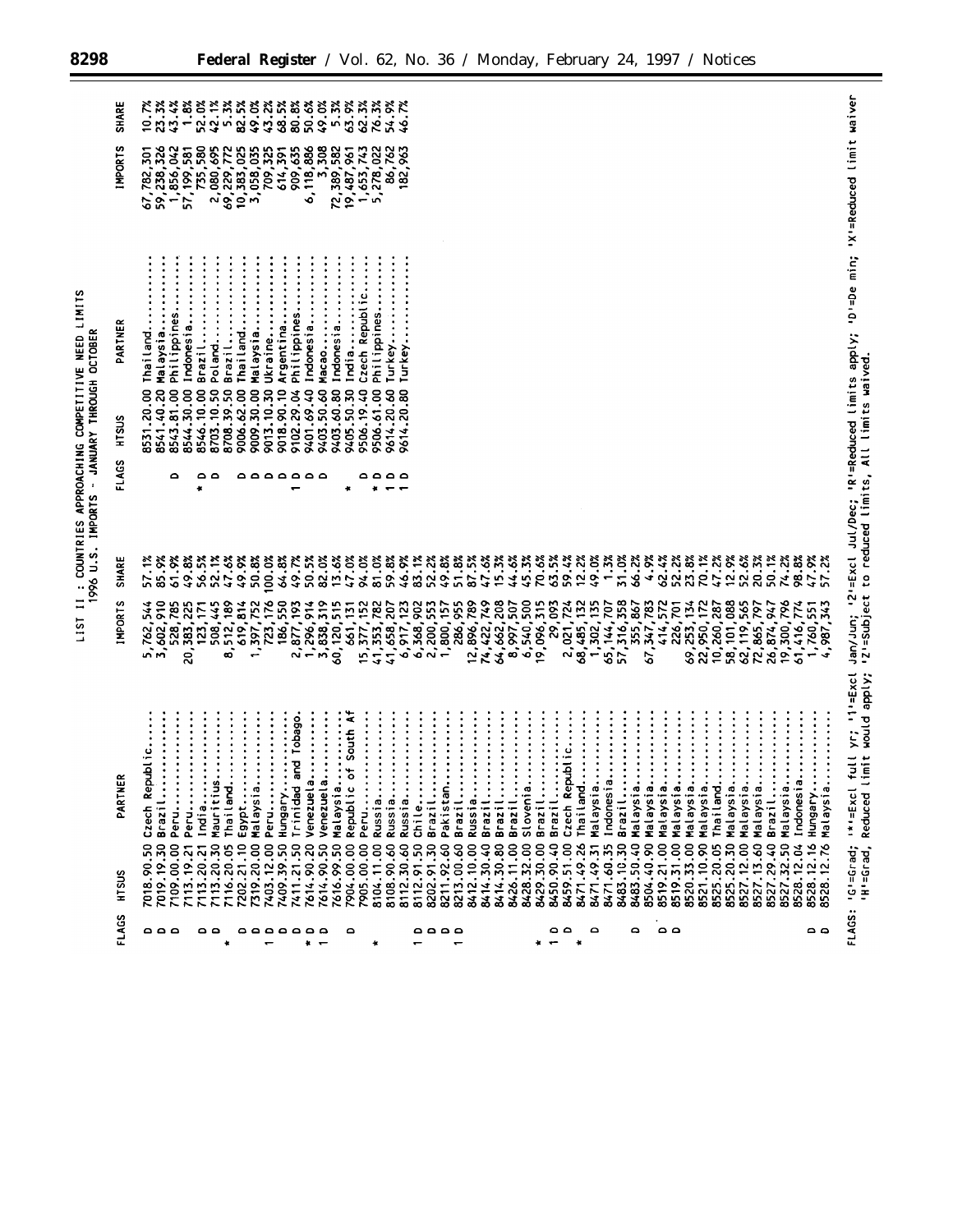LIST II: COUNTRIES APPROACHING COMPETITIVE NEED LIMITS
1996 U.S. IMPORTS - JANUARY THROUGH OCTOBER

| FLAGS | HTSUS | PARTNER | IMPORTS | SHARE |
|---|---|---|---|---|
| D | 7018.90.50 | Czech Republic | 5,762,544 | 57.1% |
| D | 7019.19.30 | Brazil | 3,602,910 | 85.9% |
| D | 7109.00.00 | Peru | 528,785 | 61.9% |
| | 7113.19.21 | Peru | 20,383,225 | 49.8% |
| D | 7113.20.21 | India | 123,171 | 56.5% |
| D | 7113.20.30 | Mauritius | 508,445 | 52.1% |
| * | 7116.20.05 | Thailand | 8,512,189 | 47.6% |
| D | 7202.21.10 | Egypt | 619,814 | 49.9% |
| D | 7319.20.00 | Malaysia | 1,397,752 | 50.8% |
| 1 D | 7403.12.00 | Peru | 723,176 | 100.0% |
| D | 7409.39.50 | Hungary | 186,550 | 64.8% |
| 1 D | 7411.21.50 | Trinidad and Tobago | 2,877,193 | 49.7% |
| * D | 7614.90.20 | Venezuela | 1,296,914 | 50.5% |
| 1 D | 7614.90.50 | Venezuela | 3,838,319 | 82.0% |
| | 7616.99.50 | Malaysia | 60,120,515 | 15.6% |
| D | 7904.00.00 | Republic of South Af | 661,131 | 47.0% |
| | 7905.00.00 | Peru | 15,377,152 | 94.0% |
| * | 8104.11.00 | Russia | 41,353,782 | 81.0% |
| | 8108.90.60 | Russia | 41,658,207 | 59.8% |
| | 8112.30.60 | Russia | 6,917,123 | 46.9% |
| 1 D | 8112.91.50 | Chile | 6,368,902 | 83.1% |
| D | 8202.91.30 | Brazil | 2,200,553 | 52.2% |
| D | 8211.92.60 | Pakistan | 1,800,157 | 49.8% |
| 1 D | 8213.00.60 | Brazil | 286,955 | 51.8% |
| | 8412.10.00 | Russia | 12,896,789 | 87.5% |
| | 8414.30.40 | Brazil | 74,422,749 | 47.6% |
| | 8414.30.80 | Brazil | 64,662,208 | 15.3% |
| | 8426.11.00 | Brazil | 8,997,507 | 44.6% |
| | 8428.32.00 | Slovenia | 6,540,500 | 45.3% |
| * | 8429.30.00 | Brazil | 19,096,315 | 70.6% |
| 1 D | 8450.90.40 | Brazil | 29,093 | 63.5% |
| D | 8459.51.00 | Czech Republic | 2,021,724 | 59.4% |
| * | 8471.49.26 | Thailand | 68,485,132 | 12.2% |
| D | 8471.49.31 | Malaysia | 1,302,135 | 49.0% |
| | 8471.60.35 | Indonesia | 65,144,707 | 1.3% |
| | 8483.10.30 | Brazil | 57,316,358 | 31.0% |
| D | 8483.50.40 | Malaysia | 355,867 | 66.2% |
| | 8504.40.90 | Malaysia | 67,347,783 | 4.9% |
| D | 8519.21.00 | Malaysia | 414,572 | 62.4% |
| D | 8519.31.00 | Malaysia | 226,701 | 52.2% |
| | 8520.33.00 | Malaysia | 69,253,134 | 23.8% |
| | 8521.10.90 | Malaysia | 22,950,172 | 70.1% |
| | 8525.20.05 | Thailand | 10,260,287 | 47.2% |
| | 8525.20.30 | Malaysia | 58,101,088 | 12.9% |
| | 8527.12.00 | Malaysia | 62,119,565 | 52.6% |
| | 8527.13.60 | Malaysia | 72,865,797 | 20.3% |
| | 8527.29.40 | Brazil | 26,874,947 | 50.1% |
| | 8527.32.50 | Malaysia | 19,300,796 | 74.2% |
| | 8528.12.04 | Indonesia | 61,416,774 | 98.8% |
| D | 8528.12.16 | Hungary | 1,760,551 | 47.9% |
| D | 8528.12.76 | Malaysia | 4,987,343 | 57.2% |
| | 8531.20.00 | Thailand | 67,782,301 | 10.7% |
| | 8541.40.20 | Malaysia | 59,238,326 | 23.3% |
| D | 8543.81.00 | Philippines | 1,856,042 | 43.4% |
| | 8544.30.00 | Indonesia | 57,199,581 | 1.8% |
| * D | 8546.10.00 | Brazil | 735,580 | 52.0% |
| D | 8703.10.50 | Poland | 2,080,695 | 42.1% |
| | 8708.39.50 | Brazil | 69,229,772 | 5.3% |
| D | 9006.62.00 | Thailand | 10,383,025 | 82.5% |
| D | 9009.30.00 | Malaysia | 3,058,035 | 49.0% |
| D | 9013.10.30 | Ukraine | 709,325 | 43.2% |
| D | 9018.90.10 | Argentina | 614,391 | 68.5% |
| 1 D | 9102.29.04 | Philippines | 909,635 | 80.8% |
| D | 9401.69.40 | Indonesia | 6,118,886 | 50.6% |
| D | 9403.50.60 | Macao | 3,308 | 49.0% |
| | 9403.60.80 | Indonesia | 72,389,582 | 5.3% |
| * | 9405.50.30 | India | 19,487,961 | 63.9% |
| D | 9506.19.40 | Czech Republic | 1,653,743 | 62.3% |
| * D | 9506.61.00 | Philippines | 5,278,022 | 76.3% |
| 1 D | 9614.20.60 | Turkey | 86,762 | 54.9% |
| 1 D | 9614.20.80 | Turkey | 182,963 | 46.7% |

FLAGS: 'G'=Grad; '*'=Excl full yr; '1'=Excl Jan/Jun; '2'=Excl Jul/Dec; 'R'=Reduced limits apply; 'D'=De min; 'X'=Reduced limit waiver
'H'=Grad, Reduced limit would apply; 'Z'=Subject to reduced limits, All limits waived.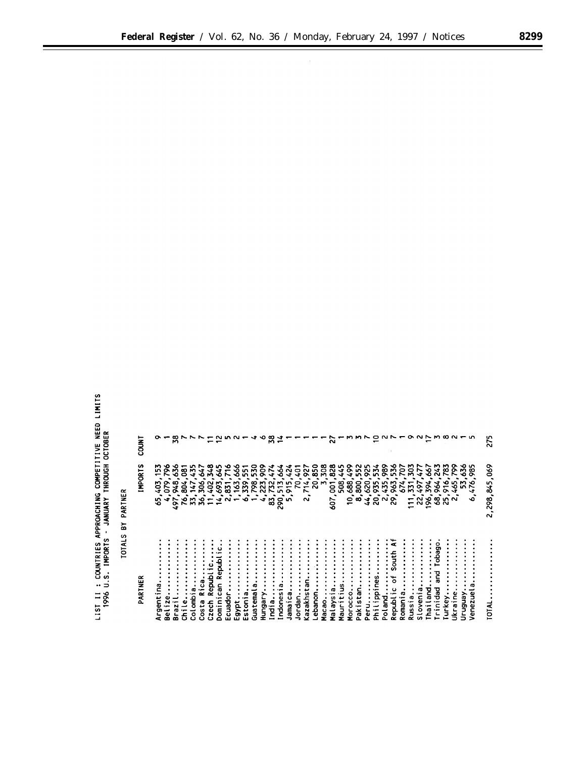LIST II : COUNTRIES APPROACHING COMPETITIVE NEED LIMITS
1996 U.S. IMPORTS - JANUARY THROUGH OCTOBER

TOTALS BY PARTNER

| PARTNER | IMPORTS | COUNT |
|---|---|---|
| Argentina.......... | 65,403,153 | 9 |
| Belize.......... | 4,079,796 | 1 |
| Brazil.......... | 497,948,636 | 38 |
| Chile.......... | 76,804,081 | 7 |
| Colombia.......... | 33,147,435 | 7 |
| Costa Rica.......... | 36,306,647 | 7 |
| Czech Republic...... | 11,402,348 | 11 |
| Dominican Republic.. | 14,693,645 | 12 |
| Ecuador.......... | 2,831,716 | 5 |
| Egypt.......... | 1,163,666 | 2 |
| Estonia.......... | 6,339,551 | 1 |
| Guatemala.......... | 1,798,530 | 4 |
| Hungary.......... | 4,223,909 | 6 |
| India.......... | 83,732,474 | 38 |
| Indonesia.......... | 290,513,664 | 14 |
| Jamaica.......... | 5,915,424 | 1 |
| Jordan.......... | 70,401 | 1 |
| Kazakhstan.......... | 2,714,927 | 1 |
| Lebanon.......... | 20,850 | 1 |
| Macao.......... | 3,308 | 1 |
| Malaysia.......... | 607,001,828 | 27 |
| Mauritius.......... | 508,445 | 1 |
| Morocco.......... | 10,688,499 | 3 |
| Pakistan.......... | 8,800,552 | 3 |
| Peru.......... | 44,620,925 | 7 |
| Philippines.......... | 20,935,534 | 10 |
| Poland.......... | 2,435,989 | 2 |
| Republic of South Af | 29,963,536 | 7 |
| Romania.......... | 674,707 | 1 |
| Russia.......... | 111,331,303 | 9 |
| Slovenia.......... | 22,497,477 | 2 |
| Thailand.......... | 196,394,667 | 17 |
| Trinidad and Tobago. | 68,964,243 | 3 |
| Turkey.......... | 25,916,783 | 8 |
| Ukraine.......... | 2,465,799 | 2 |
| Uruguay.......... | 53,636 | 1 |
| Venezuela.......... | 6,476,985 | 5 |
| TOTAL.......... | 2,298,845,069 | 275 |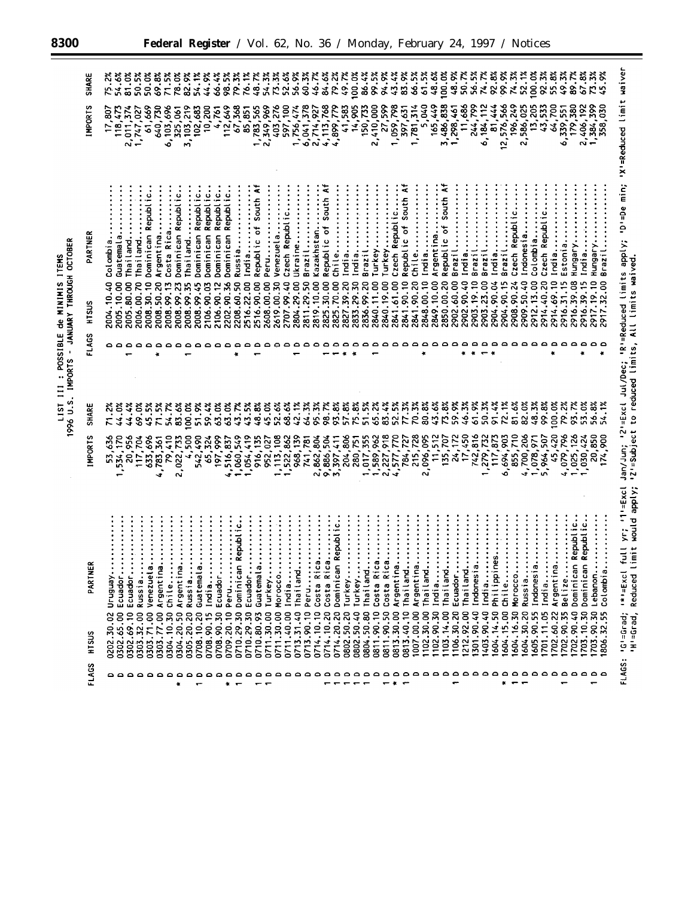LIST III: POSSIBLE de MINIMIS ITEMS
1996 U.S. IMPORTS - JANUARY THROUGH OCTOBER

| FLAGS | HTSUS | PARTNER | IMPORTS | SHARE |
|---|---|---|---|---|
| D | 0202.30.02 | Uruguay | 53,636 | 71.2% |
| D | 0302.65.00 | Ecuador | 1,534,170 | 44.0% |
| D | 0302.69.10 | Ecuador | 20,956 | 44.4% |
| D | 0303.32.00 | Russia | 117,704 | 69.0% |
| D | 0303.71.00 | Venezuela | 633,696 | 45.5% |
| D | 0303.77.00 | Argentina | 4,783,361 | 71.5% |
| D | 0304.10.30 | Chile | 79,410 | 54.7% |
| * D | 0304.20.50 | Argentina | 2,022,733 | 83.6% |
| D | 0305.20.20 | Russia | 4,500 | 100.0% |
| 1 D | 0708.10.20 | Guatemala | 542,490 | 51.9% |
| D | 0708.90.15 | India | 65,324 | 59.4% |
| D | 0708.90.30 | Ecuador | 197,999 | 63.0% |
| * D | 0709.20.10 | Peru | 4,516,837 | 63.0% |
| 1 D | 0710.29.30 | Dominican Republic | 1,060,549 | 43.7% |
| D | 0710.29.30 | Ecuador | 1,054,419 | 43.5% |
| 1 D | 0710.80.93 | Guatemala | 916,135 | 48.8% |
| 1 D | 0711.30.00 | Morocco | 952,027 | 45.0% |
| D | 0711.30.00 | Turkey | 1,113,108 | 52.6% |
| D | 0711.40.00 | India | 1,522,862 | 68.6% |
| D | 0713.31.40 | Thailand | 968,139 | 42.1% |
| D | 0713.90.10 | Peru | 741,781 | 64.3% |
| D | 0714.10.10 | Costa Rica | 2,862,804 | 95.3% |
| 1 D | 0714.10.20 | Costa Rica | 9,886,504 | 98.7% |
| 1 D | 0714.20.20 | Dominican Republic | 3,397,411 | 93.8% |
| 1 D | 0802.50.20 | Turkey | 204,806 | 57.8% |
| 1 D | 0802.50.40 | Turkey | 280,751 | 75.8% |
| 1 D | 0804.50.80 | Thailand | 1,017,355 | 51.5% |
| D | 0811.90.10 | Costa Rica | 1,589,962 | 65.2% |
| 1 D | 0811.90.50 | Costa Rica | 2,227,918 | 83.4% |
| * D | 0813.30.00 | Argentina | 4,577,770 | 52.5% |
| 1 D | 0813.40.10 | Thailand | 784,727 | 77.3% |
| D | 1007.00.00 | Argentina | 215,728 | 70.3% |
| D | 1102.30.00 | Thailand | 2,096,095 | 80.8% |
| D | 1102.90.30 | India | 11,512 | 43.6% |
| D | 1103.14.00 | Thailand | 135,707 | 73.8% |
| 1 D | 1106.30.20 | Ecuador | 24,172 | 59.9% |
| D | 1212.92.00 | Thailand | 17,450 | 46.3% |
| D | 1301.90.40 | Indonesia | 742,816 | 61.9% |
| D | 1403.90.40 | India | 1,279,732 | 50.3% |
| D | 1604.14.50 | Philippines | 117,873 | 91.4% |
| * D | 1604.15.00 | Chile | 6,694,903 | 72.1% |
| 1 D | 1604.16.30 | Morocco | 855,710 | 81.6% |
| 1 D | 1604.30.20 | Russia | 4,700,206 | 82.0% |
| D | 1605.90.55 | Indonesia | 1,078,971 | 48.3% |
| D | 1701.11.05 | India | 5,964,507 | 99.8% |
| D | 1702.60.22 | Argentina | 45,420 | 100.0% |
| 1 D | 1702.90.35 | Belize | 4,079,796 | 79.2% |
| D | 1702.90.40 | Dominican Republic | 1,025,126 | 93.7% |
| D | 1703.10.30 | Dominican Republic | 1,030,424 | 53.0% |
| 1 D | 1703.90.30 | Lebanon | 20,850 | 56.8% |
| D | 1806.32.55 | Colombia | 174,900 | 54.1% |
| D | 2004.10.40 | Colombia | 17,807 | 75.2% |
| D | 2005.10.00 | Guatemala | 118,473 | 54.6% |
| 1 D | 2005.80.00 | Thailand | 2,011,374 | 81.0% |
| D | 2006.00.70 | Thailand | 1,747,027 | 50.5% |
| D | 2008.30.10 | Dominican Republic | 61,669 | 50.0% |
| * D | 2008.50.20 | Argentina | 640,730 | 69.8% |
| D | 2008.99.13 | Costa Rica | 6,103,696 | 71.5% |
| 1 D | 2008.99.23 | Dominican Republic | 325,061 | 78.0% |
| D | 2008.99.35 | Thailand | 3,103,219 | 82.9% |
| 1 D | 2008.99.45 | Dominican Republic | 102,683 | 54.1% |
| D | 2106.90.03 | Dominican Republic | 10,200 | 44.9% |
| D | 2106.90.12 | Dominican Republic | 4,761 | 66.4% |
| D | 2202.90.36 | Dominican Republic | 112,649 | 98.5% |
| * D | 2208.60.50 | Russia | 67,368 | 79.3% |
| D | 2516.22.00 | India | 85,851 | 76.1% |
| 1 D | 2516.90.00 | Republic of South Af | 1,783,565 | 48.7% |
| D | 2608.00.00 | Peru | 2,349,969 | 54.3% |
| D | 2619.00.30 | Venezuela | 403,276 | 73.3% |
| D | 2707.99.40 | Czech Republic | 597,100 | 52.6% |
| 1 D | 2804.29.00 | Ukraine | 1,756,474 | 56.9% |
| D | 2811.29.50 | Brazil | 6,041,378 | 60.3% |
| D | 2819.10.00 | Kazakhstan | 2,714,927 | 46.7% |
| 1 D | 2825.30.00 | Republic of South Af | 4,113,768 | 84.6% |
| 1 D | 2825.70.00 | Chile | 4,899,779 | 79.2% |
| * D | 2827.39.20 | India | 41,583 | 49.7% |
| * D | 2833.29.30 | India | 14,905 | 100.0% |
| D | 2836.99.20 | Brazil | 150,733 | 86.4% |
| 1 D | 2840.11.00 | Turkey | 2,410,000 | 99.5% |
| D | 2840.19.00 | Turkey | 27,599 | 94.9% |
| D | 2841.61.00 | Czech Republic | 1,059,798 | 43.4% |
| D | 2841.90.10 | Republic of South Af | 397,631 | 83.9% |
| D | 2841.90.20 | Chile | 1,781,314 | 66.5% |
| * D | 2848.00.10 | India | 5,040 | 61.5% |
| D | 2849.10.00 | Argentina | 165,449 | 48.6% |
| D | 2850.00.20 | Republic of South Af | 3,486,838 | 100.0% |
| D | 2902.60.00 | Brazil | 1,298,461 | 48.9% |
| * D | 2902.90.40 | India | 11,686 | 50.7% |
| * D | 2903.19.10 | Brazil | 244,799 | 56.5% |
| 1 D | 2903.23.00 | Brazil | 6,184,112 | 74.7% |
| * D | 2904.90.04 | India | 81,444 | 92.8% |
| D | 2904.90.15 | Brazil | 12,576,566 | 99.9% |
| D | 2908.90.24 | Czech Republic | 196,249 | 74.3% |
| D | 2909.50.40 | Indonesia | 2,586,025 | 52.1% |
| D | 2912.13.00 | Colombia | 13,205 | 100.0% |
| D | 2914.40.20 | Czech Republic | 43,533 | 92.3% |
| * D | 2914.69.10 | India | 64,700 | 55.8% |
| D | 2916.31.15 | Estonia | 6,339,551 | 49.3% |
| D | 2916.39.08 | Hungary | 179,380 | 89.7% |
| * D | 2916.39.15 | India | 2,406,192 | 67.8% |
| D | 2917.19.10 | Hungary | 1,384,399 | 73.3% |
| * D | 2917.32.00 | Brazil | 358,030 | 45.9% |

FLAGS: 'G'=Grad; '*'=Excl full yr; '1'=Excl Jan/Jun; '2'=Excl Jul/Dec; 'R'=Reduced limits apply; 'D'=De min; 'X'=Reduced limit waiver
'H'=Grad, Reduced limit would apply; 'Z'=Subject to reduced limits, All limits waived.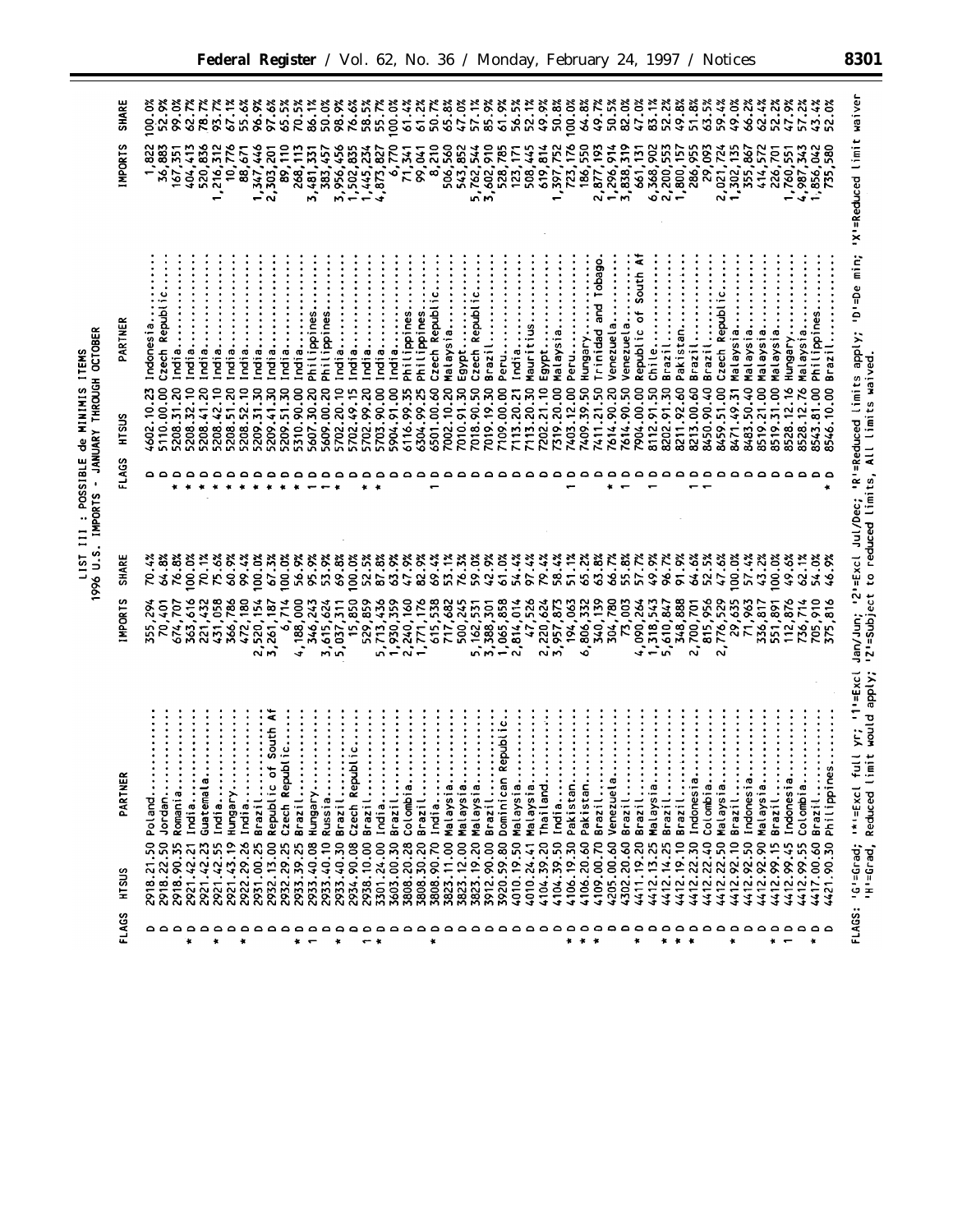LIST III: POSSIBLE de MINIMIS ITEMS
1996 U.S. IMPORTS - JANUARY THROUGH OCTOBER

| FLAGS | HTSUS | PARTNER | IMPORTS | SHARE |
|---|---|---|---|---|
| D | 2918.21.50 | Poland | 355,294 | 70.4% |
| D | 2918.22.50 | Jordan | 70,401 | 64.8% |
| D | 2918.90.35 | Romania | 674,707 | 76.8% |
| * D | 2921.42.21 | India | 363,616 | 100.0% |
| D | 2921.42.23 | Guatemala | 221,432 | 70.1% |
| * D | 2921.42.55 | India | 431,058 | 75.6% |
| D | 2921.43.19 | Hungary | 366,786 | 60.9% |
| * D | 2922.29.26 | India | 472,180 | 99.4% |
| D | 2931.00.25 | Brazil | 2,520,154 | 100.0% |
| D | 2932.13.00 | Republic of South Af | 3,261,187 | 67.3% |
| D | 2932.29.25 | Czech Republic | 6,714 | 100.0% |
| * D | 2933.39.25 | Brazil | 4,188,000 | 56.9% |
| 1 D | 2933.40.08 | Hungary | 346,243 | 95.9% |
| D | 2933.40.10 | Russia | 3,615,624 | 53.9% |
| * D | 2933.40.30 | Brazil | 5,037,311 | 69.8% |
| D | 2934.90.08 | Czech Republic | 15,850 | 100.0% |
| 1 D | 2938.10.00 | Brazil | 529,859 | 52.5% |
| * D | 3301.24.00 | India | 5,713,436 | 87.8% |
| D | 3603.00.30 | Brazil | 1,930,359 | 63.9% |
| D | 3808.20.28 | Colombia | 2,240,160 | 47.9% |
| D | 3808.30.20 | Brazil | 1,771,176 | 82.9% |
| * D | 3808.90.70 | India | 615,538 | 69.4% |
| D | 3823.11.00 | Malaysia | 717,682 | 53.1% |
| D | 3823.12.00 | Malaysia | 500,245 | 76.3% |
| D | 3823.19.20 | Malaysia | 5,162,531 | 59.0% |
| D | 3912.90.00 | Brazil | 3,388,301 | 42.9% |
| D | 3920.59.80 | Dominican Republic | 1,065,858 | 61.0% |
| D | 4010.19.50 | Malaysia | 2,814,014 | 54.4% |
| D | 4010.24.41 | Malaysia | 47,526 | 97.4% |
| D | 4104.39.20 | Thailand | 2,220,624 | 79.4% |
| D | 4104.39.50 | India | 3,957,873 | 58.4% |
| * D | 4106.19.30 | Pakistan | 194,063 | 51.1% |
| * D | 4106.20.60 | Pakistan | 6,806,332 | 65.2% |
| * D | 4109.00.70 | Brazil | 340,139 | 63.8% |
| D | 4205.00.60 | Venezuela | 304,780 | 66.7% |
| D | 4302.20.60 | Brazil | 73,003 | 55.8% |
| * D | 4411.19.20 | Brazil | 4,090,264 | 57.7% |
| D | 4412.13.25 | Malaysia | 1,318,543 | 49.9% |
| * D | 4412.14.25 | Brazil | 5,610,847 | 96.7% |
| * D | 4412.19.10 | Brazil | 348,888 | 91.9% |
| * D | 4412.22.30 | Indonesia | 2,700,701 | 64.6% |
| D | 4412.22.40 | Colombia | 815,956 | 52.5% |
| D | 4412.22.50 | Malaysia | 2,776,529 | 47.6% |
| * D | 4412.92.10 | Brazil | 29,635 | 100.0% |
| D | 4412.92.50 | Indonesia | 71,963 | 57.4% |
| D | 4412.92.90 | Malaysia | 336,817 | 43.2% |
| * D | 4412.99.15 | Brazil | 551,891 | 100.0% |
| 1 D | 4412.99.45 | Indonesia | 112,876 | 49.6% |
| * D | 4412.99.55 | Colombia | 736,714 | 62.1% |
| * D | 4417.00.60 | Brazil | 705,910 | 54.0% |
| D | 4421.90.30 | Philippines | 375,816 | 46.9% |

| FLAGS | HTSUS | PARTNER | IMPORTS | SHARE |
|---|---|---|---|---|
| D | 4602.10.23 | Indonesia | 1,822 | 100.0% |
| D | 5110.00.00 | Czech Republic | 36,883 | 52.9% |
| * D | 5208.31.20 | India | 167,351 | 99.0% |
| * D | 5208.32.10 | India | 404,413 | 62.7% |
| * D | 5208.41.20 | India | 520,836 | 78.7% |
| D | 5208.42.10 | India | 1,216,312 | 93.7% |
| * D | 5208.51.20 | India | 10,776 | 67.1% |
| * D | 5208.52.10 | India | 88,671 | 55.6% |
| * D | 5209.31.30 | India | 1,347,446 | 96.9% |
| * D | 5209.41.30 | India | 2,303,201 | 97.6% |
| * D | 5209.51.30 | India | 89,110 | 65.5% |
| D | 5310.90.00 | India | 268,113 | 70.5% |
| 1 D | 5607.30.20 | Philippines | 3,481,331 | 86.1% |
| 1 D | 5609.00.20 | Philippines | 383,457 | 50.0% |
| D | 5702.20.10 | India | 3,956,456 | 98.9% |
| D | 5702.49.15 | India | 1,502,835 | 76.6% |
| * D | 5702.99.20 | India | 1,445,234 | 58.5% |
| * D | 5703.90.00 | India | 4,873,827 | 55.7% |
| D | 5904.91.00 | India | 6,770 | 100.0% |
| D | 6116.99.35 | Philippines | 71,341 | 61.4% |
| D | 6304.99.25 | Philippines | 99,041 | 61.2% |
| 1 D | 6501.00.60 | Czech Republic | 8,210 | 50.7% |
| D | 7002.10.20 | Malaysia | 506,560 | 65.8% |
| D | 7010.91.30 | Egypt | 543,852 | 47.0% |
| D | 7018.90.50 | Czech Republic | 5,762,544 | 57.1% |
| D | 7019.19.30 | Brazil | 3,602,910 | 85.9% |
| D | 7109.00.00 | Peru | 528,785 | 61.9% |
| D | 7113.20.21 | India | 123,171 | 56.5% |
| D | 7113.20.30 | Mauritius | 508,445 | 52.1% |
| D | 7202.21.10 | Egypt | 619,814 | 49.9% |
| D | 7319.20.00 | Malaysia | 1,397,752 | 50.8% |
| 1 D | 7403.12.00 | Peru | 723,176 | 100.0% |
| D | 7409.39.50 | Hungary | 186,550 | 64.8% |
| D | 7411.21.50 | Trinidad and Tobago | 2,877,193 | 49.7% |
| * D | 7614.90.20 | Venezuela | 1,296,914 | 50.5% |
| 1 D | 7614.90.50 | Venezuela | 3,838,319 | 82.0% |
| D | 7904.00.00 | Republic of South Af | 661,131 | 47.0% |
| 1 D | 8112.91.50 | Chile | 6,368,902 | 83.1% |
| D | 8202.91.30 | Brazil | 2,200,553 | 52.2% |
| D | 8211.92.60 | Pakistan | 1,800,157 | 49.8% |
| 1 D | 8213.00.60 | Brazil | 286,955 | 51.8% |
| 1 D | 8450.90.40 | Brazil | 29,093 | 63.5% |
| D | 8459.51.00 | Czech Republic | 2,021,724 | 59.4% |
| D | 8471.49.31 | Malaysia | 1,302,135 | 49.0% |
| D | 8483.50.40 | Malaysia | 355,867 | 66.2% |
| D | 8519.21.00 | Malaysia | 414,572 | 62.4% |
| D | 8519.31.00 | Malaysia | 226,701 | 52.2% |
| D | 8528.12.16 | Hungary | 1,760,551 | 47.9% |
| D | 8528.12.76 | Malaysia | 4,987,343 | 57.2% |
| D | 8543.81.00 | Philippines | 1,856,042 | 43.4% |
| * D | 8546.10.00 | Brazil | 735,580 | 52.0% |

FLAGS: 'G'=Grad; '*'=Excl full yr; '1'=Excl Jan/Jun; '2'=Excl Jul/Dec; 'R'=Reduced limits apply; 'D'=De min; 'X'=Reduced limit waiver
'H'=Grad, Reduced limit would apply; 'Z'=Subject to reduced limits, All limits waived.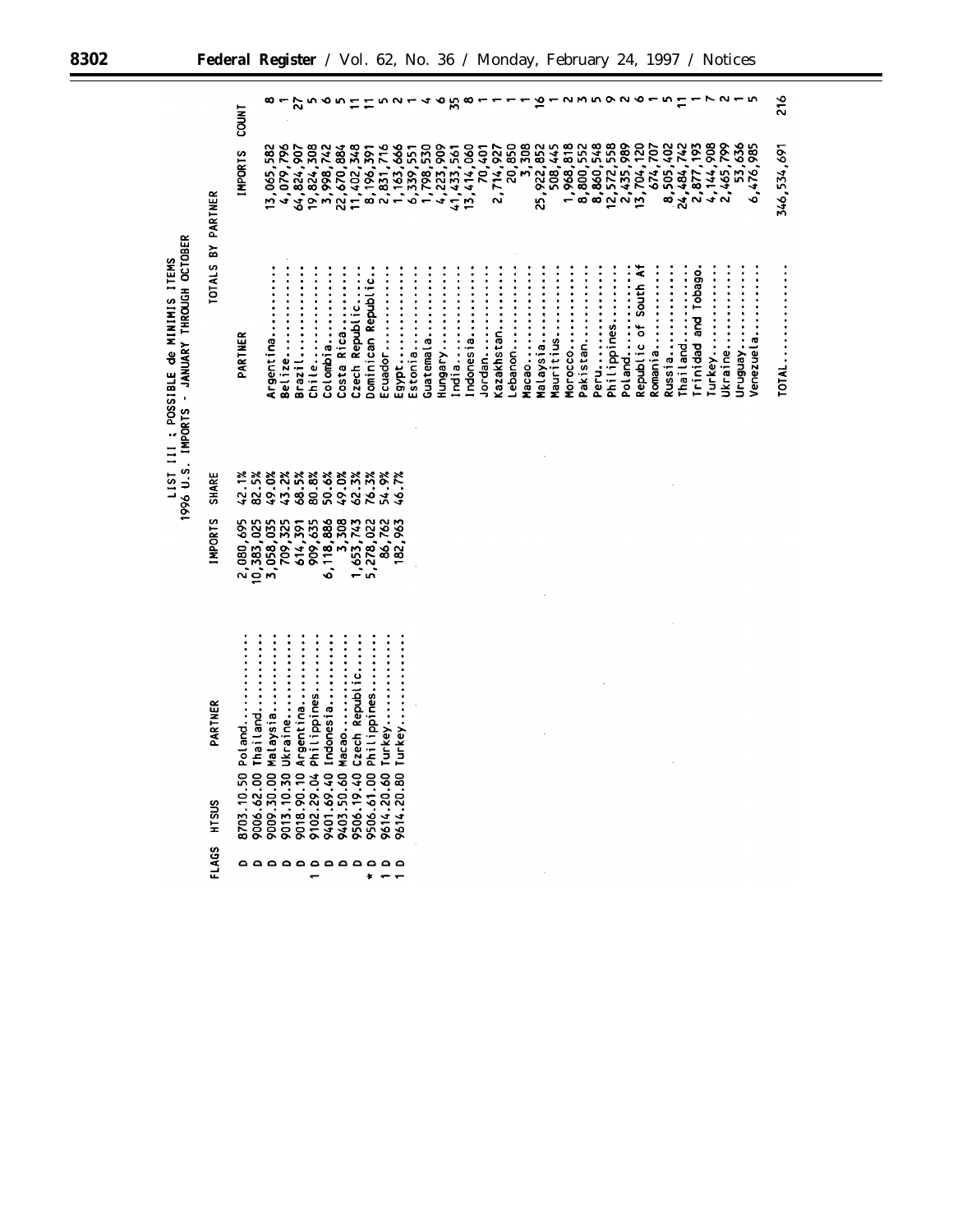LIST III : POSSIBLE de MINIMIS ITEMS
1996 U.S. IMPORTS - JANUARY THROUGH OCTOBER

| FLAGS | HTSUS | PARTNER | IMPORTS | SHARE |
|---|---|---|---|---|
| D | 8703.10.50 | Poland | 2,080,695 | 42.1% |
| D | 9006.62.00 | Thailand | 10,383,025 | 82.5% |
| D | 9009.30.00 | Malaysia | 3,058,035 | 49.0% |
| D | 9013.10.30 | Ukraine | 709,325 | 43.2% |
| D | 9018.90.10 | Argentina | 614,391 | 68.5% |
| 1 D | 9102.29.04 | Philippines | 909,635 | 80.8% |
| D | 9401.69.40 | Indonesia | 6,118,886 | 50.6% |
| D | 9403.50.60 | Macao | 3,308 | 49.0% |
| D | 9506.19.40 | Czech Republic | 1,653,743 | 62.3% |
| * D | 9506.61.00 | Philippines | 5,278,022 | 76.3% |
| 1 D | 9614.20.60 | Turkey | 86,762 | 54.9% |
| 1 D | 9614.20.80 | Turkey | 182,963 | 46.7% |

TOTALS BY PARTNER

| PARTNER | IMPORTS | COUNT |
|---|---|---|
| Argentina | 13,065,582 | 8 |
| Belize | 4,079,796 | 1 |
| Brazil | 64,824,907 | 27 |
| Chile | 19,824,308 | 5 |
| Colombia | 3,998,742 | 6 |
| Costa Rica | 22,670,884 | 5 |
| Czech Republic | 11,402,348 | 11 |
| Dominican Republic | 8,196,391 | 11 |
| Ecuador | 2,831,716 | 5 |
| Egypt | 1,163,666 | 2 |
| Estonia | 6,339,551 | 1 |
| Guatemala | 1,798,530 | 4 |
| Hungary | 4,223,909 | 6 |
| India | 41,433,561 | 35 |
| Indonesia | 13,414,060 | 8 |
| Jordan | 70,401 | 1 |
| Kazakhstan | 2,714,927 | 1 |
| Lebanon | 20,850 | 1 |
| Macao | 3,308 | 1 |
| Malaysia | 25,922,852 | 16 |
| Mauritius | 508,445 | 1 |
| Morocco | 1,968,818 | 2 |
| Pakistan | 8,800,552 | 3 |
| Peru | 8,860,548 | 5 |
| Philippines | 12,572,558 | 9 |
| Poland | 2,435,989 | 2 |
| Republic of South Af | 13,704,120 | 6 |
| Romania | 674,707 | 1 |
| Russia | 8,505,402 | 5 |
| Thailand | 24,484,742 | 11 |
| Trinidad and Tobago | 2,877,193 | 1 |
| Turkey | 4,144,908 | 7 |
| Ukraine | 2,465,799 | 2 |
| Uruguay | 53,636 | 1 |
| Venezuela | 6,476,985 | 5 |
| TOTAL | 346,534,691 | 216 |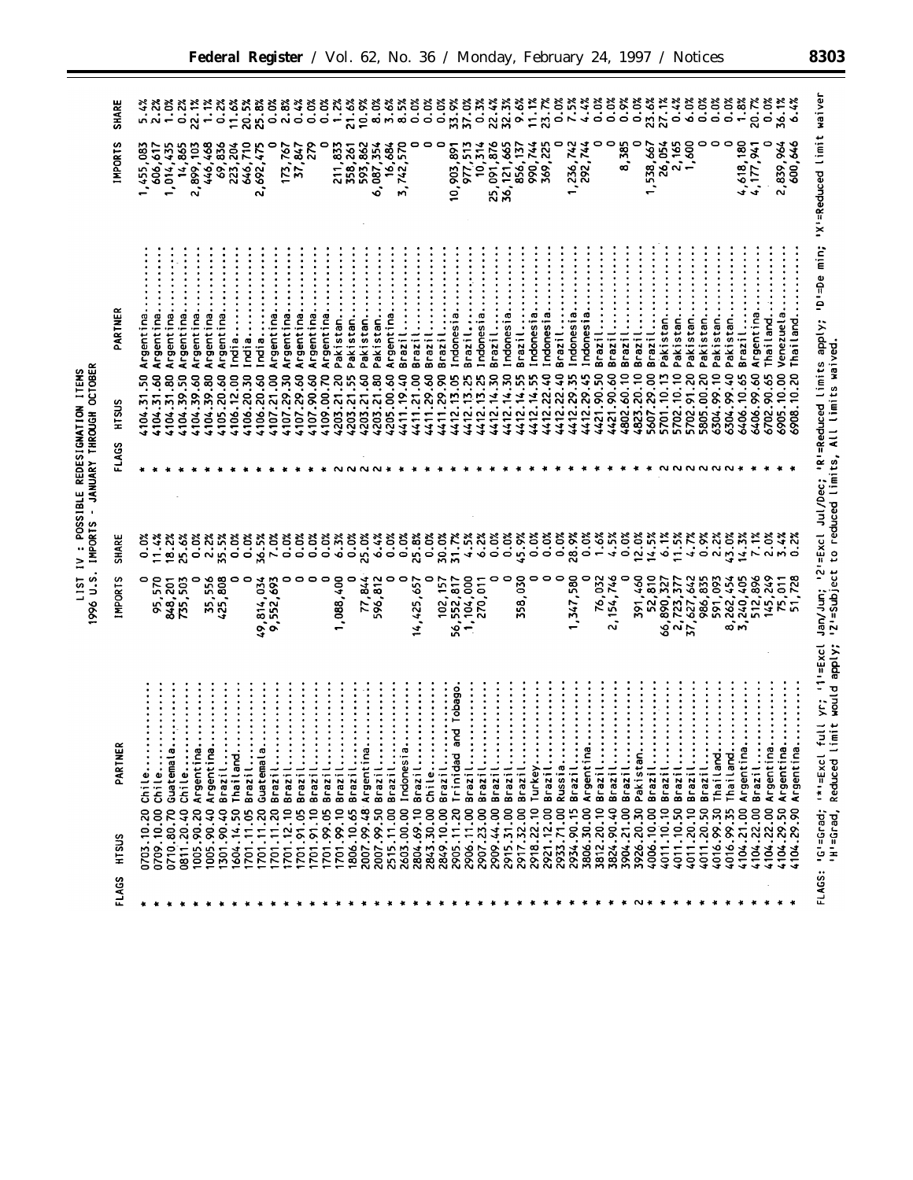LIST IV : POSSIBLE REDESIGNATION ITEMS
1996 U.S. IMPORTS - JANUARY THROUGH OCTOBER

| FLAGS | HTSUS | PARTNER | IMPORTS | SHARE | FLAGS | HTSUS | PARTNER | IMPORTS | SHARE |
|---|---|---|---|---|---|---|---|---|---|
| * | 0703.10.20 | Chile | 0 | 0.0% | * | 4104.31.50 | Argentina | 1,455,083 | 5.4% |
| * | 0709.10.00 | Chile | 95,570 | 11.4% | * | 4104.31.60 | Argentina | 606,617 | 2.2% |
| * | 0710.80.70 | Guatemala | 848,201 | 18.2% | * | 4104.31.80 | Argentina | 1,014,435 | 1.0% |
| * | 0811.20.40 | Chile | 735,503 | 25.6% | * | 4104.39.50 | Argentina | 14,865 | 0.2% |
| * | 1005.90.20 | Argentina | 0 | 0.0% | * | 4104.39.60 | Argentina | 2,899,103 | 22.1% |
| * | 1005.90.40 | Argentina | 35,556 | 2.2% | * | 4104.39.80 | Argentina | 446,468 | 1.1% |
| * | 1301.90.40 | Brazil | 425,808 | 35.5% | * | 4105.20.60 | Argentina | 69,836 | 0.2% |
| * | 1604.14.50 | Thailand | 0 | 0.0% | * | 4106.12.00 | India | 223,204 | 11.6% |
| * | 1701.11.05 | Brazil | 0 | 0.0% | * | 4106.20.30 | India | 646,710 | 20.5% |
| * | 1701.11.20 | Guatemala | 49,814,034 | 36.5% | * | 4106.20.60 | India | 2,692,475 | 25.8% |
| * | 1701.11.20 | Brazil | 9,552,693 | 7.0% | * | 4107.21.00 | Argentina | 0 | 0.0% |
| * | 1701.12.10 | Brazil | 0 | 0.0% | * | 4107.29.30 | Argentina | 173,767 | 2.8% |
| * | 1701.91.05 | Brazil | 0 | 0.0% | * | 4107.29.60 | Argentina | 37,847 | 0.4% |
| * | 1701.91.10 | Brazil | 0 | 0.0% | * | 4107.90.60 | Argentina | 279 | 0.0% |
| * | 1701.99.05 | Brazil | 0 | 0.0% | * | 4109.00.70 | Argentina | 0 | 0.0% |
| * | 1701.99.10 | Brazil | 1,088,400 | 6.3% | 2 | 4203.21.20 | Pakistan | 211,833 | 1.2% |
| * | 1806.10.65 | Brazil | 0 | 0.0% | 2 | 4203.21.55 | Pakistan | 358,261 | 21.6% |
| * | 2007.99.48 | Argentina | 77,844 | 25.0% | 2 | 4203.21.60 | Pakistan | 593,862 | 10.9% |
| * | 2007.99.50 | Brazil | 596,812 | 6.4% | 2 | 4203.21.80 | Pakistan | 6,087,354 | 8.0% |
| * | 2515.11.00 | Brazil | 0 | 0.0% | * | 4205.00.60 | Argentina | 16,684 | 3.6% |
| * | 2603.00.00 | Indonesia | 0 | 0.0% | * | 4411.19.40 | Brazil | 3,742,570 | 8.5% |
| * | 2804.69.10 | Brazil | 14,425,657 | 25.8% | * | 4411.21.00 | Brazil | 0 | 0.0% |
| * | 2843.30.00 | Chile | 0 | 0.0% | * | 4411.29.60 | Brazil | 0 | 0.0% |
| * | 2849.10.00 | Brazil | 102,157 | 30.0% | * | 4411.29.90 | Brazil | 0 | 0.0% |
| * | 2905.11.20 | Trinidad and Tobago | 56,552,817 | 31.7% | * | 4412.13.05 | Indonesia | 10,903,891 | 33.9% |
| * | 2906.11.00 | Brazil | 1,104,000 | 4.5% | * | 4412.13.25 | Brazil | 977,513 | 37.0% |
| * | 2907.23.00 | Brazil | 270,011 | 6.2% | * | 4412.13.25 | Indonesia | 10,314 | 0.3% |
| * | 2909.44.00 | Brazil | 0 | 0.0% | * | 4412.14.30 | Brazil | 25,091,876 | 22.4% |
| * | 2915.31.00 | Brazil | 0 | 0.0% | * | 4412.14.30 | Indonesia | 36,121,665 | 32.3% |
| * | 2917.32.00 | Brazil | 358,030 | 45.9% | * | 4412.14.55 | Brazil | 856,137 | 9.6% |
| * | 2918.22.10 | Turkey | 0 | 0.0% | * | 4412.14.55 | Indonesia | 990,744 | 11.1% |
| * | 2921.12.00 | Brazil | 0 | 0.0% | * | 4412.22.40 | Indonesia | 369,225 | 23.7% |
| * | 2933.71.00 | Russia | 0 | 0.0% | * | 4412.22.40 | Brazil | 0 | 0.0% |
| * | 2934.90.15 | Brazil | 1,347,580 | 28.9% | * | 4412.29.35 | Indonesia | 1,236,742 | 7.5% |
| * | 3806.30.00 | Argentina | 0 | 0.0% | * | 4412.29.45 | Indonesia | 292,744 | 4.4% |
| * | 3812.20.10 | Brazil | 76,032 | 1.6% | * | 4421.90.50 | Brazil | 0 | 0.0% |
| * | 3824.90.40 | Brazil | 2,154,746 | 4.5% | * | 4421.90.60 | Brazil | 0 | 0.0% |
| * | 3904.21.00 | Brazil | 0 | 0.0% | * | 4802.60.10 | Brazil | 8,385 | 0.9% |
| 2 | 3926.20.30 | Pakistan | 391,460 | 12.0% | * | 4823.20.10 | Brazil | 0 | 0.0% |
| * | 4006.10.00 | Brazil | 52,810 | 14.5% | * | 5607.29.00 | Brazil | 1,538,667 | 23.6% |
| * | 4011.10.10 | Brazil | 66,890,327 | 6.1% | 2 | 5701.10.13 | Pakistan | 26,054 | 27.1% |
| * | 4011.10.50 | Brazil | 2,723,377 | 11.5% | 2 | 5702.10.10 | Pakistan | 2,165 | 0.4% |
| * | 4011.20.10 | Brazil | 37,627,642 | 4.7% | 2 | 5702.91.20 | Pakistan | 1,600 | 6.0% |
| * | 4011.20.50 | Brazil | 986,835 | 0.9% | 2 | 5805.00.20 | Pakistan | 0 | 0.0% |
| * | 4016.99.30 | Thailand | 591,093 | 2.2% | 2 | 6304.99.10 | Pakistan | 0 | 0.0% |
| * | 4016.99.35 | Thailand | 8,262,454 | 43.0% | 2 | 6304.99.40 | Pakistan | 0 | 0.0% |
| * | 4104.21.00 | Argentina | 3,240,405 | 14.3% | * | 6406.10.65 | Brazil | 4,618,180 | 1.8% |
| * | 4104.22.00 | Brazil | 512,896 | 7.1% | * | 6406.99.60 | Argentina | 4,177,941 | 20.7% |
| * | 4104.22.00 | Argentina | 145,249 | 2.0% | * | 6702.90.65 | Thailand | 0 | 0.0% |
| * | 4104.29.50 | Argentina | 75,011 | 3.4% | * | 6905.10.00 | Venezuela | 2,839,964 | 36.1% |
| * | 4104.29.90 | Argentina | 51,728 | 0.2% | * | 6908.10.20 | Thailand | 600,646 | 6.4% |

FLAGS: 'G'=Grad; '*'=Excl full yr; '1'=Excl Jan/Jun; '2'=Excl Jul/Dec; 'R'=Reduced limits apply; 'D'=De min; 'X'=Reduced limit waiver
'H'=Grad, Reduced limit would apply; 'Z'=Subject to reduced limits, All limits waived.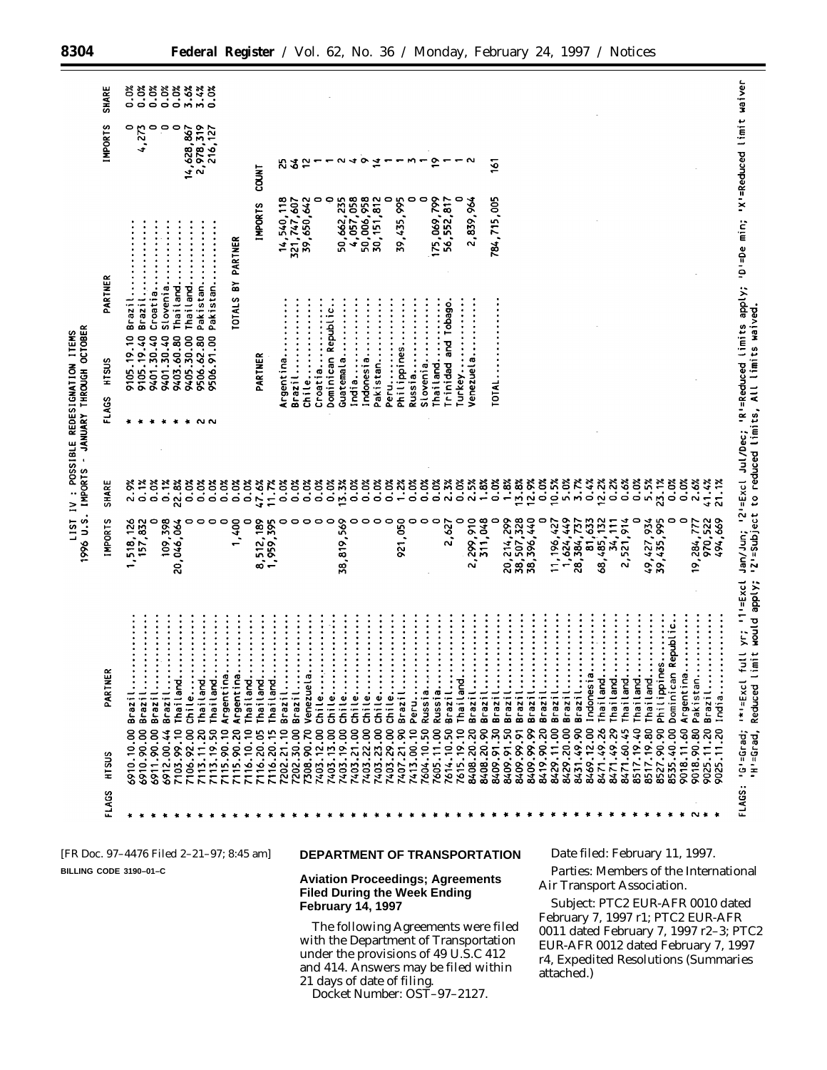LIST IV : POSSIBLE REDESIGNATION ITEMS
1996 U.S. IMPORTS - JANUARY THROUGH OCTOBER

| FLAGS | HTSUS | PARTNER | IMPORTS | SHARE |
|---|---|---|---|---|
| * | 6910.10.00 | Brazil | 1,518,126 | 2.9% |
| * | 6910.90.00 | Brazil | 157,832 | 0.1% |
| * | 6911.90.00 | Brazil | 0 | 0.0% |
| * | 6912.00.44 | Brazil | 109,398 | 0.1% |
| * | 7103.99.10 | Thailand | 20,046,064 | 22.8% |
| * | 7106.92.00 | Chile | 0 | 0.0% |
| * | 7113.11.20 | Thailand | 0 | 0.0% |
| * | 7113.19.50 | Thailand | 0 | 0.0% |
| * | 7115.90.10 | Argentina | 0 | 0.0% |
| * | 7115.90.20 | Argentina | 1,400 | 0.0% |
| * | 7116.10.10 | Thailand | 0 | 0.0% |
| * | 7116.20.05 | Thailand | 8,512,189 | 47.6% |
| * | 7116.20.15 | Thailand | 1,959,395 | 11.7% |
| * | 7202.21.10 | Brazil | 0 | 0.0% |
| * | 7202.30.00 | Brazil | 0 | 0.0% |
| * | 7308.90.70 | Venezuela | 0 | 0.0% |
| * | 7403.12.00 | Chile | 0 | 0.0% |
| * | 7403.13.00 | Chile | 0 | 0.0% |
| * | 7403.19.00 | Chile | 38,819,569 | 13.3% |
| * | 7403.21.00 | Chile | 0 | 0.0% |
| * | 7403.22.00 | Chile | 0 | 0.0% |
| * | 7403.23.00 | Chile | 0 | 0.0% |
| * | 7403.29.00 | Chile | 0 | 0.0% |
| * | 7407.21.90 | Brazil | 921,050 | 1.2% |
| * | 7413.00.10 | Peru | 0 | 0.0% |
| * | 7604.10.50 | Russia | 0 | 0.0% |
| * | 7605.11.00 | Russia | 0 | 0.0% |
| * | 7614.10.50 | Brazil | 2,627 | 2.3% |
| * | 7615.19.10 | Thailand | 0 | 0.0% |
| * | 8408.20.20 | Brazil | 2,299,910 | 2.5% |
| * | 8408.20.90 | Brazil | 311,048 | 1.8% |
| * | 8409.91.30 | Brazil | 0 | 0.0% |
| * | 8409.91.50 | Brazil | 20,214,299 | 1.8% |
| * | 8409.99.91 | Brazil | 38,507,328 | 13.8% |
| * | 8409.99.99 | Brazil | 38,396,440 | 12.9% |
| * | 8419.90.20 | Brazil | 0 | 0.0% |
| * | 8429.11.00 | Brazil | 11,196,427 | 10.5% |
| * | 8429.20.00 | Brazil | 1,624,449 | 5.0% |
| * | 8431.49.90 | Brazil | 28,384,737 | 3.7% |
| * | 8469.12.00 | Indonesia | 81,633 | 0.4% |
| * | 8471.49.26 | Thailand | 68,485,132 | 12.2% |
| * | 8471.49.29 | Thailand | 34,111 | 0.2% |
| * | 8471.60.45 | Thailand | 2,521,914 | 0.6% |
| * | 8517.19.40 | Thailand | 0 | 0.0% |
| * | 8517.19.80 | Thailand | 49,427,934 | 5.5% |
| * | 8527.90.90 | Philippines | 39,435,995 | 23.1% |
| * | 8535.40.00 | Dominican Republic | 0 | 0.0% |
| * | 9018.11.60 | Argentina | 0 | 0.0% |
| 2 | 9018.90.80 | Pakistan | 19,284,777 | 2.6% |
| * | 9025.11.20 | Brazil | 970,522 | 41.4% |
| * | 9025.11.20 | India | 494,669 | 21.1% |
| * | 9105.19.10 | Brazil | 0 | 0.0% |
| * | 9105.19.40 | Brazil | 4,273 | 0.0% |
| * | 9401.30.40 | Croatia | 0 | 0.0% |
| * | 9401.30.40 | Slovenia | 0 | 0.0% |
| * | 9403.60.80 | Thailand | 0 | 0.0% |
| * | 9405.30.00 | Thailand | 14,628,867 | 3.6% |
| 2 | 9506.62.80 | Pakistan | 2,978,319 | 3.4% |
| 2 | 9506.91.00 | Pakistan | 216,127 | 0.0% |

TOTALS BY PARTNER

| PARTNER | IMPORTS | COUNT |
|---|---|---|
| Argentina | 14,540,118 | 25 |
| Brazil | 321,747,607 | 64 |
| Chile | 39,650,642 | 12 |
| Croatia | 0 | 1 |
| Dominican Republic | 0 | 1 |
| Guatemala | 50,662,235 | 2 |
| India | 4,057,058 | 4 |
| Indonesia | 50,006,958 | 9 |
| Pakistan | 30,151,812 | 14 |
| Peru | 0 | 1 |
| Philippines | 39,435,995 | 1 |
| Russia | 0 | 3 |
| Slovenia | 0 | 1 |
| Thailand | 175,069,799 | 19 |
| Trinidad and Tobago | 56,552,817 | 1 |
| Turkey | 0 | 1 |
| Venezuela | 2,839,964 | 2 |
| TOTAL | 784,715,005 | 161 |

FLAGS: 'G'=Grad; '*'=Excl full yr; '1'=Excl Jan/Jun; '2'=Excl Jul/Dec; 'R'=Reduced limits apply; 'D'=De min; 'X'=Reduced limit waiver 'H'=Grad, Reduced limit would apply; 'Z'=Subject to reduced limits, All limits waived.

[FR Doc. 97–4476 Filed 2–21–97; 8:45 am]

BILLING CODE 3190–01–C

## DEPARTMENT OF TRANSPORTATION

### Aviation Proceedings; Agreements Filed During the Week Ending February 14, 1997

The following Agreements were filed with the Department of Transportation under the provisions of 49 U.S.C 412 and 414. Answers may be filed within 21 days of date of filing.

Docket Number: OST–97–2127.

Date filed: February 11, 1997.

Parties: Members of the International Air Transport Association.

Subject: PTC2 EUR-AFR 0010 dated February 7, 1997 r1; PTC2 EUR-AFR 0011 dated February 7, 1997 r2–3; PTC2 EUR-AFR 0012 dated February 7, 1997 r4, Expedited Resolutions (Summaries attached.)